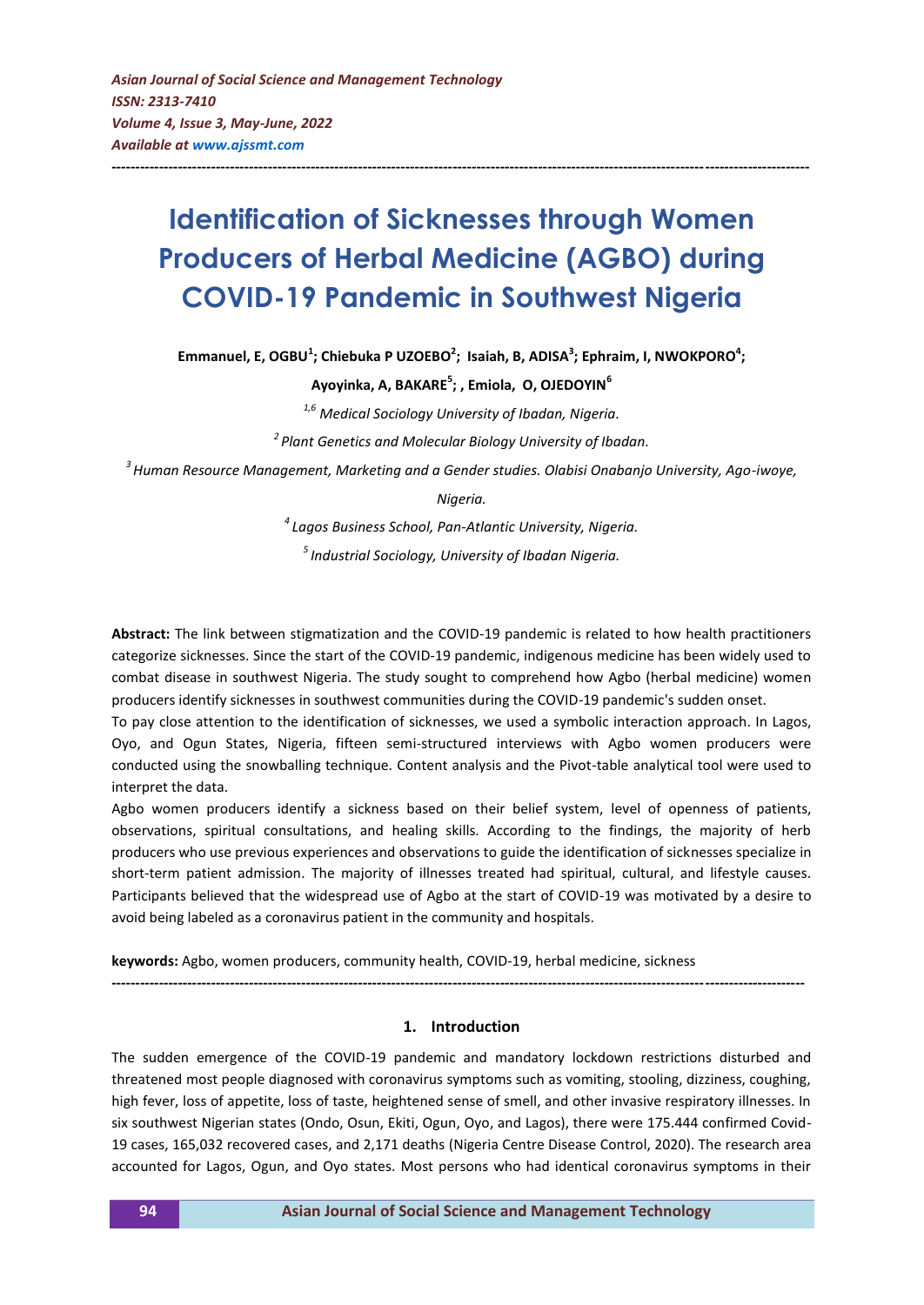# Identification of Sicknesses through Women Producers of Herbal Medicine (AGBO) during COVID-19 Pandemic in Southwest Nigeria

**Emmanuel, E, OGBU[1]; Chiebuka P UZOEBO[2]; Isaiah, B, ADISA[3]; Ephraim, I, NWOKPORO[4]; Ayoyinka, A, BAKARE[5]; , Emiola, O, OJEDOYIN[6]**

*[1,6] Medical Sociology University of Ibadan, Nigeria.*

*[2] Plant Genetics and Molecular Biology University of Ibadan.*

*[3] Human Resource Management, Marketing and a Gender studies. Olabisi Onabanjo University, Ago-iwoye, Nigeria.*

*[4] Lagos Business School, Pan-Atlantic University, Nigeria.*

*[5] Industrial Sociology, University of Ibadan Nigeria.*

**Abstract:** The link between stigmatization and the COVID-19 pandemic is related to how health practitioners categorize sicknesses. Since the start of the COVID-19 pandemic, indigenous medicine has been widely used to combat disease in southwest Nigeria. The study sought to comprehend how Agbo (herbal medicine) women producers identify sicknesses in southwest communities during the COVID-19 pandemic's sudden onset.

To pay close attention to the identification of sicknesses, we used a symbolic interaction approach. In Lagos, Oyo, and Ogun States, Nigeria, fifteen semi-structured interviews with Agbo women producers were conducted using the snowballing technique. Content analysis and the Pivot-table analytical tool were used to interpret the data.

Agbo women producers identify a sickness based on their belief system, level of openness of patients, observations, spiritual consultations, and healing skills. According to the findings, the majority of herb producers who use previous experiences and observations to guide the identification of sicknesses specialize in short-term patient admission. The majority of illnesses treated had spiritual, cultural, and lifestyle causes. Participants believed that the widespread use of Agbo at the start of COVID-19 was motivated by a desire to avoid being labeled as a coronavirus patient in the community and hospitals.

**keywords:** Agbo, women producers, community health, COVID-19, herbal medicine, sickness

## 1. Introduction

The sudden emergence of the COVID-19 pandemic and mandatory lockdown restrictions disturbed and threatened most people diagnosed with coronavirus symptoms such as vomiting, stooling, dizziness, coughing, high fever, loss of appetite, loss of taste, heightened sense of smell, and other invasive respiratory illnesses. In six southwest Nigerian states (Ondo, Osun, Ekiti, Ogun, Oyo, and Lagos), there were 175.444 confirmed Covid-19 cases, 165,032 recovered cases, and 2,171 deaths (Nigeria Centre Disease Control, 2020). The research area accounted for Lagos, Ogun, and Oyo states. Most persons who had identical coronavirus symptoms in their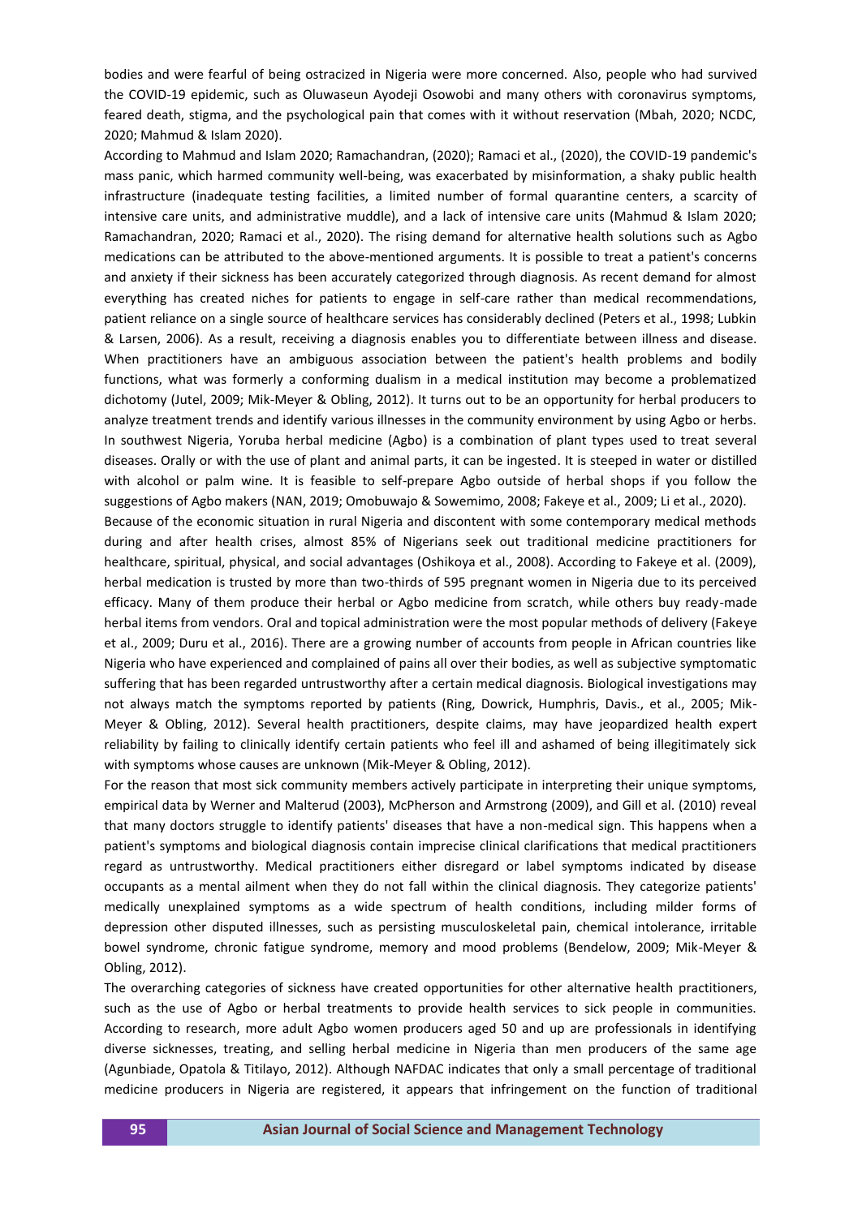bodies and were fearful of being ostracized in Nigeria were more concerned. Also, people who had survived the COVID-19 epidemic, such as Oluwaseun Ayodeji Osowobi and many others with coronavirus symptoms, feared death, stigma, and the psychological pain that comes with it without reservation (Mbah, 2020; NCDC, 2020; Mahmud & Islam 2020).

According to Mahmud and Islam 2020; Ramachandran, (2020); Ramaci et al., (2020), the COVID-19 pandemic's mass panic, which harmed community well-being, was exacerbated by misinformation, a shaky public health infrastructure (inadequate testing facilities, a limited number of formal quarantine centers, a scarcity of intensive care units, and administrative muddle), and a lack of intensive care units (Mahmud & Islam 2020; Ramachandran, 2020; Ramaci et al., 2020). The rising demand for alternative health solutions such as Agbo medications can be attributed to the above-mentioned arguments. It is possible to treat a patient's concerns and anxiety if their sickness has been accurately categorized through diagnosis. As recent demand for almost everything has created niches for patients to engage in self-care rather than medical recommendations, patient reliance on a single source of healthcare services has considerably declined (Peters et al., 1998; Lubkin & Larsen, 2006). As a result, receiving a diagnosis enables you to differentiate between illness and disease. When practitioners have an ambiguous association between the patient's health problems and bodily functions, what was formerly a conforming dualism in a medical institution may become a problematized dichotomy (Jutel, 2009; Mik-Meyer & Obling, 2012). It turns out to be an opportunity for herbal producers to analyze treatment trends and identify various illnesses in the community environment by using Agbo or herbs. In southwest Nigeria, Yoruba herbal medicine (Agbo) is a combination of plant types used to treat several diseases. Orally or with the use of plant and animal parts, it can be ingested. It is steeped in water or distilled with alcohol or palm wine. It is feasible to self-prepare Agbo outside of herbal shops if you follow the suggestions of Agbo makers (NAN, 2019; Omobuwajo & Sowemimo, 2008; Fakeye et al., 2009; Li et al., 2020).

Because of the economic situation in rural Nigeria and discontent with some contemporary medical methods during and after health crises, almost 85% of Nigerians seek out traditional medicine practitioners for healthcare, spiritual, physical, and social advantages (Oshikoya et al., 2008). According to Fakeye et al. (2009), herbal medication is trusted by more than two-thirds of 595 pregnant women in Nigeria due to its perceived efficacy. Many of them produce their herbal or Agbo medicine from scratch, while others buy ready-made herbal items from vendors. Oral and topical administration were the most popular methods of delivery (Fakeye et al., 2009; Duru et al., 2016). There are a growing number of accounts from people in African countries like Nigeria who have experienced and complained of pains all over their bodies, as well as subjective symptomatic suffering that has been regarded untrustworthy after a certain medical diagnosis. Biological investigations may not always match the symptoms reported by patients (Ring, Dowrick, Humphris, Davis., et al., 2005; Mik-Meyer & Obling, 2012). Several health practitioners, despite claims, may have jeopardized health expert reliability by failing to clinically identify certain patients who feel ill and ashamed of being illegitimately sick with symptoms whose causes are unknown (Mik-Meyer & Obling, 2012).

For the reason that most sick community members actively participate in interpreting their unique symptoms, empirical data by Werner and Malterud (2003), McPherson and Armstrong (2009), and Gill et al. (2010) reveal that many doctors struggle to identify patients' diseases that have a non-medical sign. This happens when a patient's symptoms and biological diagnosis contain imprecise clinical clarifications that medical practitioners regard as untrustworthy. Medical practitioners either disregard or label symptoms indicated by disease occupants as a mental ailment when they do not fall within the clinical diagnosis. They categorize patients' medically unexplained symptoms as a wide spectrum of health conditions, including milder forms of depression other disputed illnesses, such as persisting musculoskeletal pain, chemical intolerance, irritable bowel syndrome, chronic fatigue syndrome, memory and mood problems (Bendelow, 2009; Mik-Meyer & Obling, 2012).

The overarching categories of sickness have created opportunities for other alternative health practitioners, such as the use of Agbo or herbal treatments to provide health services to sick people in communities. According to research, more adult Agbo women producers aged 50 and up are professionals in identifying diverse sicknesses, treating, and selling herbal medicine in Nigeria than men producers of the same age (Agunbiade, Opatola & Titilayo, 2012). Although NAFDAC indicates that only a small percentage of traditional medicine producers in Nigeria are registered, it appears that infringement on the function of traditional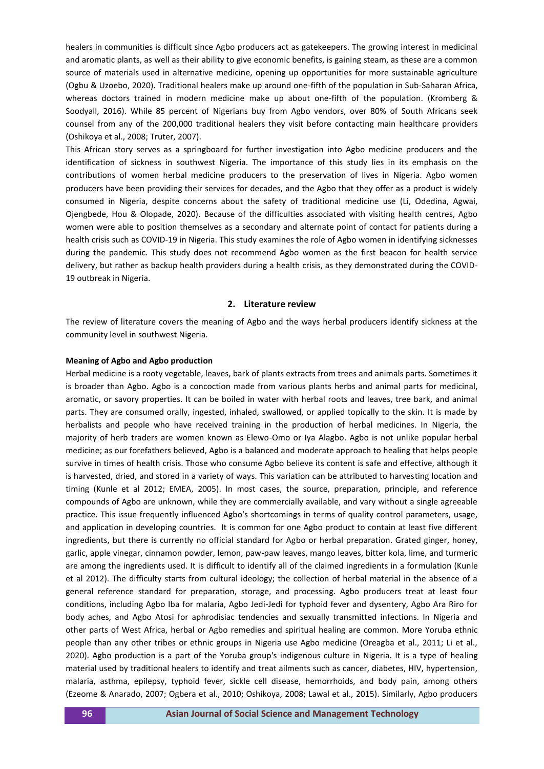healers in communities is difficult since Agbo producers act as gatekeepers. The growing interest in medicinal and aromatic plants, as well as their ability to give economic benefits, is gaining steam, as these are a common source of materials used in alternative medicine, opening up opportunities for more sustainable agriculture (Ogbu & Uzoebo, 2020). Traditional healers make up around one-fifth of the population in Sub-Saharan Africa, whereas doctors trained in modern medicine make up about one-fifth of the population. (Kromberg & Soodyall, 2016). While 85 percent of Nigerians buy from Agbo vendors, over 80% of South Africans seek counsel from any of the 200,000 traditional healers they visit before contacting main healthcare providers (Oshikoya et al., 2008; Truter, 2007).

This African story serves as a springboard for further investigation into Agbo medicine producers and the identification of sickness in southwest Nigeria. The importance of this study lies in its emphasis on the contributions of women herbal medicine producers to the preservation of lives in Nigeria. Agbo women producers have been providing their services for decades, and the Agbo that they offer as a product is widely consumed in Nigeria, despite concerns about the safety of traditional medicine use (Li, Odedina, Agwai, Ojengbede, Hou & Olopade, 2020). Because of the difficulties associated with visiting health centres, Agbo women were able to position themselves as a secondary and alternate point of contact for patients during a health crisis such as COVID-19 in Nigeria. This study examines the role of Agbo women in identifying sicknesses during the pandemic. This study does not recommend Agbo women as the first beacon for health service delivery, but rather as backup health providers during a health crisis, as they demonstrated during the COVID-19 outbreak in Nigeria.

## 2. Literature review

The review of literature covers the meaning of Agbo and the ways herbal producers identify sickness at the community level in southwest Nigeria.

**Meaning of Agbo and Agbo production**

Herbal medicine is a rooty vegetable, leaves, bark of plants extracts from trees and animals parts. Sometimes it is broader than Agbo. Agbo is a concoction made from various plants herbs and animal parts for medicinal, aromatic, or savory properties. It can be boiled in water with herbal roots and leaves, tree bark, and animal parts. They are consumed orally, ingested, inhaled, swallowed, or applied topically to the skin. It is made by herbalists and people who have received training in the production of herbal medicines. In Nigeria, the majority of herb traders are women known as Elewo-Omo or Iya Alagbo. Agbo is not unlike popular herbal medicine; as our forefathers believed, Agbo is a balanced and moderate approach to healing that helps people survive in times of health crisis. Those who consume Agbo believe its content is safe and effective, although it is harvested, dried, and stored in a variety of ways. This variation can be attributed to harvesting location and timing (Kunle et al 2012; EMEA, 2005). In most cases, the source, preparation, principle, and reference compounds of Agbo are unknown, while they are commercially available, and vary without a single agreeable practice. This issue frequently influenced Agbo's shortcomings in terms of quality control parameters, usage, and application in developing countries. It is common for one Agbo product to contain at least five different ingredients, but there is currently no official standard for Agbo or herbal preparation. Grated ginger, honey, garlic, apple vinegar, cinnamon powder, lemon, paw-paw leaves, mango leaves, bitter kola, lime, and turmeric are among the ingredients used. It is difficult to identify all of the claimed ingredients in a formulation (Kunle et al 2012). The difficulty starts from cultural ideology; the collection of herbal material in the absence of a general reference standard for preparation, storage, and processing. Agbo producers treat at least four conditions, including Agbo Iba for malaria, Agbo Jedi-Jedi for typhoid fever and dysentery, Agbo Ara Riro for body aches, and Agbo Atosi for aphrodisiac tendencies and sexually transmitted infections. In Nigeria and other parts of West Africa, herbal or Agbo remedies and spiritual healing are common. More Yoruba ethnic people than any other tribes or ethnic groups in Nigeria use Agbo medicine (Oreagba et al., 2011; Li et al., 2020). Agbo production is a part of the Yoruba group's indigenous culture in Nigeria. It is a type of healing material used by traditional healers to identify and treat ailments such as cancer, diabetes, HIV, hypertension, malaria, asthma, epilepsy, typhoid fever, sickle cell disease, hemorrhoids, and body pain, among others (Ezeome & Anarado, 2007; Ogbera et al., 2010; Oshikoya, 2008; Lawal et al., 2015). Similarly, Agbo producers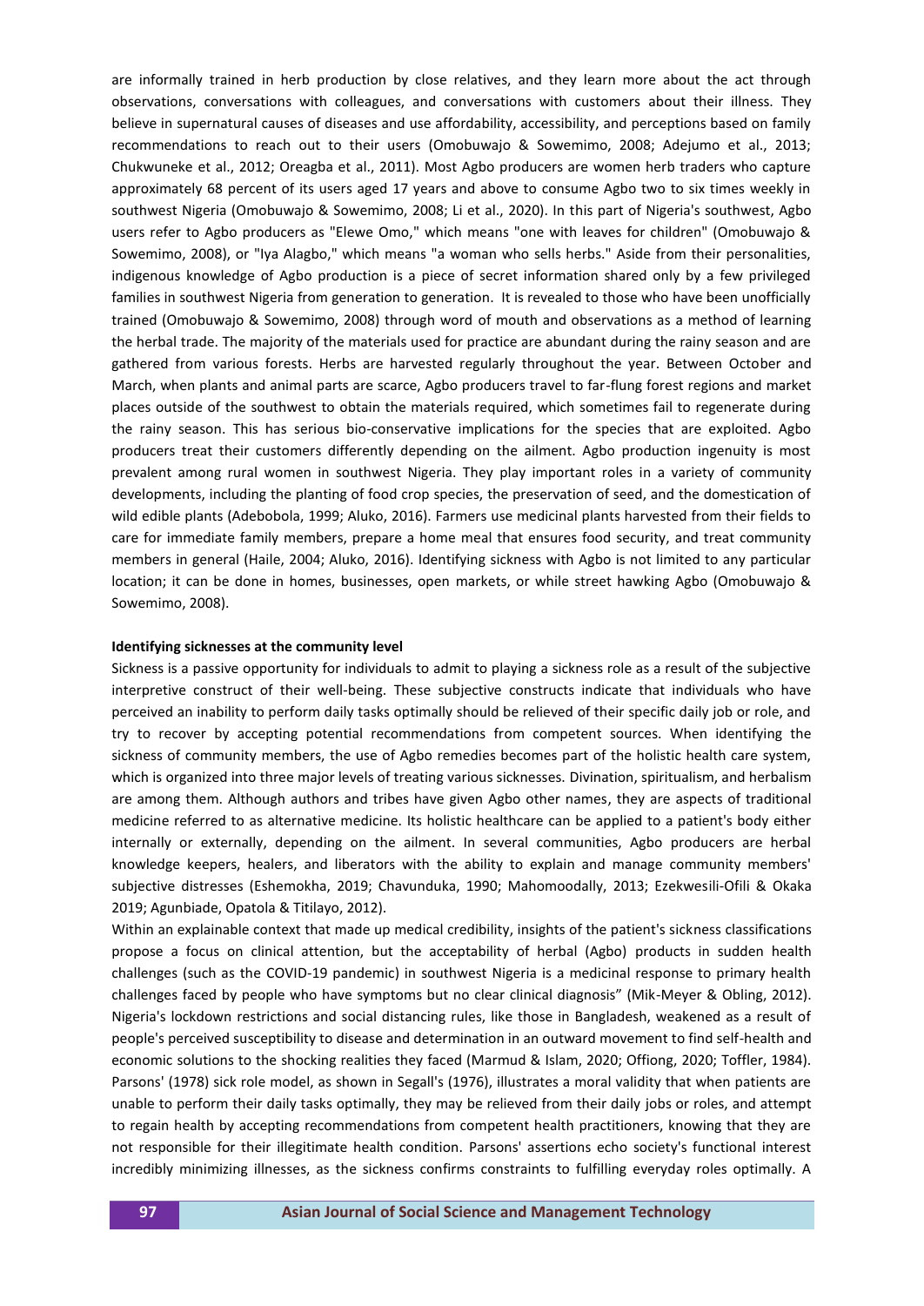are informally trained in herb production by close relatives, and they learn more about the act through observations, conversations with colleagues, and conversations with customers about their illness. They believe in supernatural causes of diseases and use affordability, accessibility, and perceptions based on family recommendations to reach out to their users (Omobuwajo & Sowemimo, 2008; Adejumo et al., 2013; Chukwuneke et al., 2012; Oreagba et al., 2011). Most Agbo producers are women herb traders who capture approximately 68 percent of its users aged 17 years and above to consume Agbo two to six times weekly in southwest Nigeria (Omobuwajo & Sowemimo, 2008; Li et al., 2020). In this part of Nigeria's southwest, Agbo users refer to Agbo producers as "Elewe Omo," which means "one with leaves for children" (Omobuwajo & Sowemimo, 2008), or "Iya Alagbo," which means "a woman who sells herbs." Aside from their personalities, indigenous knowledge of Agbo production is a piece of secret information shared only by a few privileged families in southwest Nigeria from generation to generation. It is revealed to those who have been unofficially trained (Omobuwajo & Sowemimo, 2008) through word of mouth and observations as a method of learning the herbal trade. The majority of the materials used for practice are abundant during the rainy season and are gathered from various forests. Herbs are harvested regularly throughout the year. Between October and March, when plants and animal parts are scarce, Agbo producers travel to far-flung forest regions and market places outside of the southwest to obtain the materials required, which sometimes fail to regenerate during the rainy season. This has serious bio-conservative implications for the species that are exploited. Agbo producers treat their customers differently depending on the ailment. Agbo production ingenuity is most prevalent among rural women in southwest Nigeria. They play important roles in a variety of community developments, including the planting of food crop species, the preservation of seed, and the domestication of wild edible plants (Adebobola, 1999; Aluko, 2016). Farmers use medicinal plants harvested from their fields to care for immediate family members, prepare a home meal that ensures food security, and treat community members in general (Haile, 2004; Aluko, 2016). Identifying sickness with Agbo is not limited to any particular location; it can be done in homes, businesses, open markets, or while street hawking Agbo (Omobuwajo & Sowemimo, 2008).

**Identifying sicknesses at the community level**

Sickness is a passive opportunity for individuals to admit to playing a sickness role as a result of the subjective interpretive construct of their well-being. These subjective constructs indicate that individuals who have perceived an inability to perform daily tasks optimally should be relieved of their specific daily job or role, and try to recover by accepting potential recommendations from competent sources. When identifying the sickness of community members, the use of Agbo remedies becomes part of the holistic health care system, which is organized into three major levels of treating various sicknesses. Divination, spiritualism, and herbalism are among them. Although authors and tribes have given Agbo other names, they are aspects of traditional medicine referred to as alternative medicine. Its holistic healthcare can be applied to a patient's body either internally or externally, depending on the ailment. In several communities, Agbo producers are herbal knowledge keepers, healers, and liberators with the ability to explain and manage community members' subjective distresses (Eshemokha, 2019; Chavunduka, 1990; Mahomoodally, 2013; Ezekwesili-Ofili & Okaka 2019; Agunbiade, Opatola & Titilayo, 2012).

Within an explainable context that made up medical credibility, insights of the patient's sickness classifications propose a focus on clinical attention, but the acceptability of herbal (Agbo) products in sudden health challenges (such as the COVID-19 pandemic) in southwest Nigeria is a medicinal response to primary health challenges faced by people who have symptoms but no clear clinical diagnosis" (Mik-Meyer & Obling, 2012). Nigeria's lockdown restrictions and social distancing rules, like those in Bangladesh, weakened as a result of people's perceived susceptibility to disease and determination in an outward movement to find self-health and economic solutions to the shocking realities they faced (Marmud & Islam, 2020; Offiong, 2020; Toffler, 1984). Parsons' (1978) sick role model, as shown in Segall's (1976), illustrates a moral validity that when patients are unable to perform their daily tasks optimally, they may be relieved from their daily jobs or roles, and attempt to regain health by accepting recommendations from competent health practitioners, knowing that they are not responsible for their illegitimate health condition. Parsons' assertions echo society's functional interest incredibly minimizing illnesses, as the sickness confirms constraints to fulfilling everyday roles optimally. A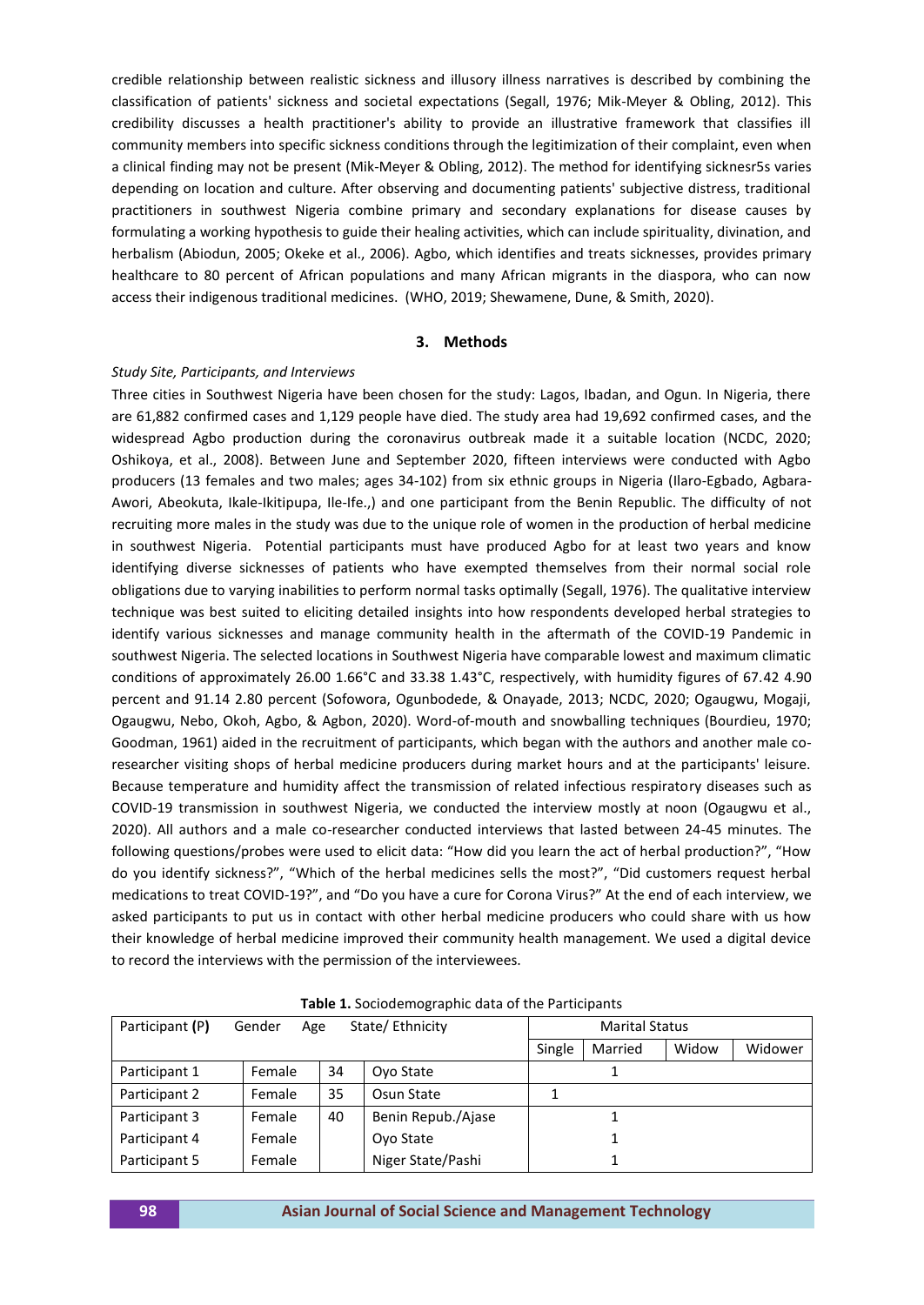credible relationship between realistic sickness and illusory illness narratives is described by combining the classification of patients' sickness and societal expectations (Segall, 1976; Mik-Meyer & Obling, 2012). This credibility discusses a health practitioner's ability to provide an illustrative framework that classifies ill community members into specific sickness conditions through the legitimization of their complaint, even when a clinical finding may not be present (Mik-Meyer & Obling, 2012). The method for identifying sicknesr5s varies depending on location and culture. After observing and documenting patients' subjective distress, traditional practitioners in southwest Nigeria combine primary and secondary explanations for disease causes by formulating a working hypothesis to guide their healing activities, which can include spirituality, divination, and herbalism (Abiodun, 2005; Okeke et al., 2006). Agbo, which identifies and treats sicknesses, provides primary healthcare to 80 percent of African populations and many African migrants in the diaspora, who can now access their indigenous traditional medicines. (WHO, 2019; Shewamene, Dune, & Smith, 2020).

## 3. Methods

*Study Site, Participants, and Interviews*

Three cities in Southwest Nigeria have been chosen for the study: Lagos, Ibadan, and Ogun. In Nigeria, there are 61,882 confirmed cases and 1,129 people have died. The study area had 19,692 confirmed cases, and the widespread Agbo production during the coronavirus outbreak made it a suitable location (NCDC, 2020; Oshikoya, et al., 2008). Between June and September 2020, fifteen interviews were conducted with Agbo producers (13 females and two males; ages 34-102) from six ethnic groups in Nigeria (Ilaro-Egbado, Agbara-Awori, Abeokuta, Ikale-Ikitipupa, Ile-Ife.,) and one participant from the Benin Republic. The difficulty of not recruiting more males in the study was due to the unique role of women in the production of herbal medicine in southwest Nigeria. Potential participants must have produced Agbo for at least two years and know identifying diverse sicknesses of patients who have exempted themselves from their normal social role obligations due to varying inabilities to perform normal tasks optimally (Segall, 1976). The qualitative interview technique was best suited to eliciting detailed insights into how respondents developed herbal strategies to identify various sicknesses and manage community health in the aftermath of the COVID-19 Pandemic in southwest Nigeria. The selected locations in Southwest Nigeria have comparable lowest and maximum climatic conditions of approximately 26.00 1.66°C and 33.38 1.43°C, respectively, with humidity figures of 67.42 4.90 percent and 91.14 2.80 percent (Sofowora, Ogunbodede, & Onayade, 2013; NCDC, 2020; Ogaugwu, Mogaji, Ogaugwu, Nebo, Okoh, Agbo, & Agbon, 2020). Word-of-mouth and snowballing techniques (Bourdieu, 1970; Goodman, 1961) aided in the recruitment of participants, which began with the authors and another male co-researcher visiting shops of herbal medicine producers during market hours and at the participants' leisure. Because temperature and humidity affect the transmission of related infectious respiratory diseases such as COVID-19 transmission in southwest Nigeria, we conducted the interview mostly at noon (Ogaugwu et al., 2020). All authors and a male co-researcher conducted interviews that lasted between 24-45 minutes. The following questions/probes were used to elicit data: "How did you learn the act of herbal production?", "How do you identify sickness?", "Which of the herbal medicines sells the most?", "Did customers request herbal medications to treat COVID-19?", and "Do you have a cure for Corona Virus?" At the end of each interview, we asked participants to put us in contact with other herbal medicine producers who could share with us how their knowledge of herbal medicine improved their community health management. We used a digital device to record the interviews with the permission of the interviewees.

**Table 1.** Sociodemographic data of the Participants

| Participant **(P)** | Gender | Age | State/ Ethnicity | Marital Status | | | |
|---|---|---|---|---|---|---|---|
| | | | | Single | Married | Widow | Widower |
| Participant 1 | Female | 34 | Oyo State | | 1 | | |
| Participant 2 | Female | 35 | Osun State | 1 | | | |
| Participant 3 | Female | 40 | Benin Repub./Ajase | | 1 | | |
| Participant 4 | Female | | Oyo State | | 1 | | |
| Participant 5 | Female | | Niger State/Pashi | | 1 | | |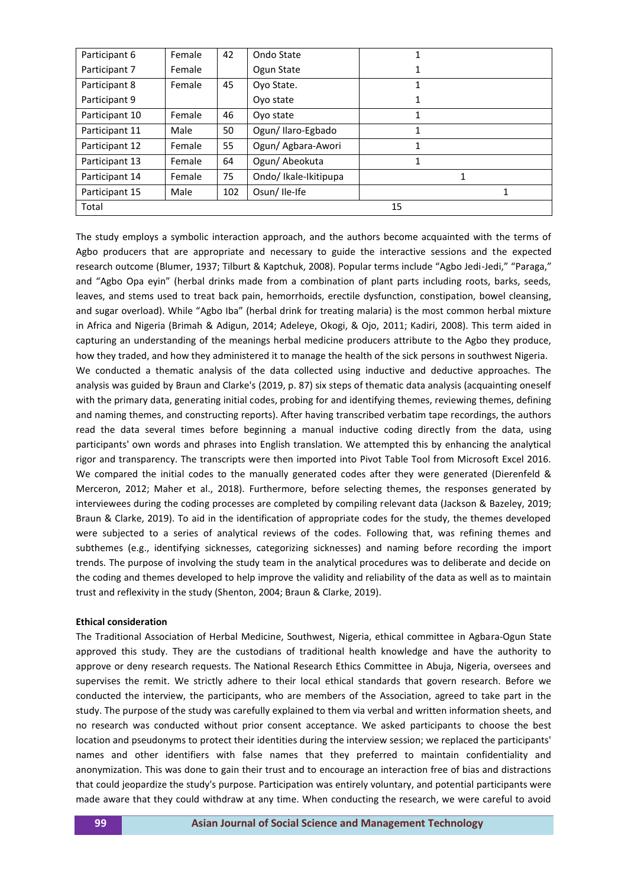| Participant 6 | Female | 42 | Ondo State | 1 |
|---|---|---|---|---|
| Participant 7 | Female | | Ogun State | 1 |
| Participant 8 | Female | 45 | Oyo State. | 1 |
| Participant 9 | | | Oyo state | 1 |
| Participant 10 | Female | 46 | Oyo state | 1 |
| Participant 11 | Male | 50 | Ogun/ Ilaro-Egbado | 1 |
| Participant 12 | Female | 55 | Ogun/ Agbara-Awori | 1 |
| Participant 13 | Female | 64 | Ogun/ Abeokuta | 1 |
| Participant 14 | Female | 75 | Ondo/ Ikale-Ikitipupa | 1 |
| Participant 15 | Male | 102 | Osun/ Ile-Ife | 1 |
| Total | | | | 15 |

The study employs a symbolic interaction approach, and the authors become acquainted with the terms of Agbo producers that are appropriate and necessary to guide the interactive sessions and the expected research outcome (Blumer, 1937; Tilburt & Kaptchuk, 2008). Popular terms include "Agbo Jedi-Jedi," "Paraga," and "Agbo Opa eyin" (herbal drinks made from a combination of plant parts including roots, barks, seeds, leaves, and stems used to treat back pain, hemorrhoids, erectile dysfunction, constipation, bowel cleansing, and sugar overload). While "Agbo Iba" (herbal drink for treating malaria) is the most common herbal mixture in Africa and Nigeria (Brimah & Adigun, 2014; Adeleye, Okogi, & Ojo, 2011; Kadiri, 2008). This term aided in capturing an understanding of the meanings herbal medicine producers attribute to the Agbo they produce, how they traded, and how they administered it to manage the health of the sick persons in southwest Nigeria.

We conducted a thematic analysis of the data collected using inductive and deductive approaches. The analysis was guided by Braun and Clarke's (2019, p. 87) six steps of thematic data analysis (acquainting oneself with the primary data, generating initial codes, probing for and identifying themes, reviewing themes, defining and naming themes, and constructing reports). After having transcribed verbatim tape recordings, the authors read the data several times before beginning a manual inductive coding directly from the data, using participants' own words and phrases into English translation. We attempted this by enhancing the analytical rigor and transparency. The transcripts were then imported into Pivot Table Tool from Microsoft Excel 2016. We compared the initial codes to the manually generated codes after they were generated (Dierenfeld & Merceron, 2012; Maher et al., 2018). Furthermore, before selecting themes, the responses generated by interviewees during the coding processes are completed by compiling relevant data (Jackson & Bazeley, 2019; Braun & Clarke, 2019). To aid in the identification of appropriate codes for the study, the themes developed were subjected to a series of analytical reviews of the codes. Following that, was refining themes and subthemes (e.g., identifying sicknesses, categorizing sicknesses) and naming before recording the import trends. The purpose of involving the study team in the analytical procedures was to deliberate and decide on the coding and themes developed to help improve the validity and reliability of the data as well as to maintain trust and reflexivity in the study (Shenton, 2004; Braun & Clarke, 2019).

**Ethical consideration**

The Traditional Association of Herbal Medicine, Southwest, Nigeria, ethical committee in Agbara-Ogun State approved this study. They are the custodians of traditional health knowledge and have the authority to approve or deny research requests. The National Research Ethics Committee in Abuja, Nigeria, oversees and supervises the remit. We strictly adhere to their local ethical standards that govern research. Before we conducted the interview, the participants, who are members of the Association, agreed to take part in the study. The purpose of the study was carefully explained to them via verbal and written information sheets, and no research was conducted without prior consent acceptance. We asked participants to choose the best location and pseudonyms to protect their identities during the interview session; we replaced the participants' names and other identifiers with false names that they preferred to maintain confidentiality and anonymization. This was done to gain their trust and to encourage an interaction free of bias and distractions that could jeopardize the study's purpose. Participation was entirely voluntary, and potential participants were made aware that they could withdraw at any time. When conducting the research, we were careful to avoid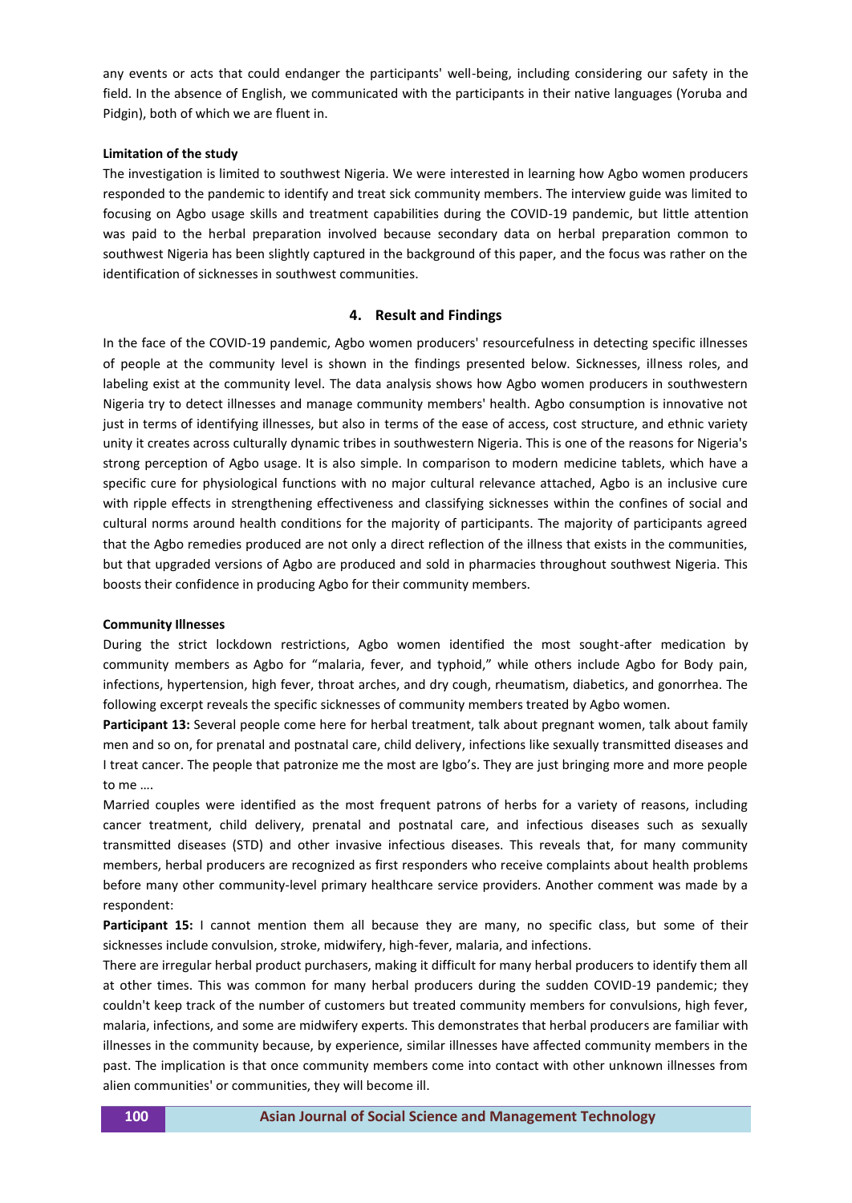any events or acts that could endanger the participants' well-being, including considering our safety in the field. In the absence of English, we communicated with the participants in their native languages (Yoruba and Pidgin), both of which we are fluent in.

**Limitation of the study**

The investigation is limited to southwest Nigeria. We were interested in learning how Agbo women producers responded to the pandemic to identify and treat sick community members. The interview guide was limited to focusing on Agbo usage skills and treatment capabilities during the COVID-19 pandemic, but little attention was paid to the herbal preparation involved because secondary data on herbal preparation common to southwest Nigeria has been slightly captured in the background of this paper, and the focus was rather on the identification of sicknesses in southwest communities.

## 4. Result and Findings

In the face of the COVID-19 pandemic, Agbo women producers' resourcefulness in detecting specific illnesses of people at the community level is shown in the findings presented below. Sicknesses, illness roles, and labeling exist at the community level. The data analysis shows how Agbo women producers in southwestern Nigeria try to detect illnesses and manage community members' health. Agbo consumption is innovative not just in terms of identifying illnesses, but also in terms of the ease of access, cost structure, and ethnic variety unity it creates across culturally dynamic tribes in southwestern Nigeria. This is one of the reasons for Nigeria's strong perception of Agbo usage. It is also simple. In comparison to modern medicine tablets, which have a specific cure for physiological functions with no major cultural relevance attached, Agbo is an inclusive cure with ripple effects in strengthening effectiveness and classifying sicknesses within the confines of social and cultural norms around health conditions for the majority of participants. The majority of participants agreed that the Agbo remedies produced are not only a direct reflection of the illness that exists in the communities, but that upgraded versions of Agbo are produced and sold in pharmacies throughout southwest Nigeria. This boosts their confidence in producing Agbo for their community members.

**Community Illnesses**

During the strict lockdown restrictions, Agbo women identified the most sought-after medication by community members as Agbo for "malaria, fever, and typhoid," while others include Agbo for Body pain, infections, hypertension, high fever, throat arches, and dry cough, rheumatism, diabetics, and gonorrhea. The following excerpt reveals the specific sicknesses of community members treated by Agbo women.

**Participant 13:** Several people come here for herbal treatment, talk about pregnant women, talk about family men and so on, for prenatal and postnatal care, child delivery, infections like sexually transmitted diseases and I treat cancer. The people that patronize me the most are Igbo's. They are just bringing more and more people to me ….

Married couples were identified as the most frequent patrons of herbs for a variety of reasons, including cancer treatment, child delivery, prenatal and postnatal care, and infectious diseases such as sexually transmitted diseases (STD) and other invasive infectious diseases. This reveals that, for many community members, herbal producers are recognized as first responders who receive complaints about health problems before many other community-level primary healthcare service providers. Another comment was made by a respondent:

**Participant 15:** I cannot mention them all because they are many, no specific class, but some of their sicknesses include convulsion, stroke, midwifery, high-fever, malaria, and infections.

There are irregular herbal product purchasers, making it difficult for many herbal producers to identify them all at other times. This was common for many herbal producers during the sudden COVID-19 pandemic; they couldn't keep track of the number of customers but treated community members for convulsions, high fever, malaria, infections, and some are midwifery experts. This demonstrates that herbal producers are familiar with illnesses in the community because, by experience, similar illnesses have affected community members in the past. The implication is that once community members come into contact with other unknown illnesses from alien communities' or communities, they will become ill.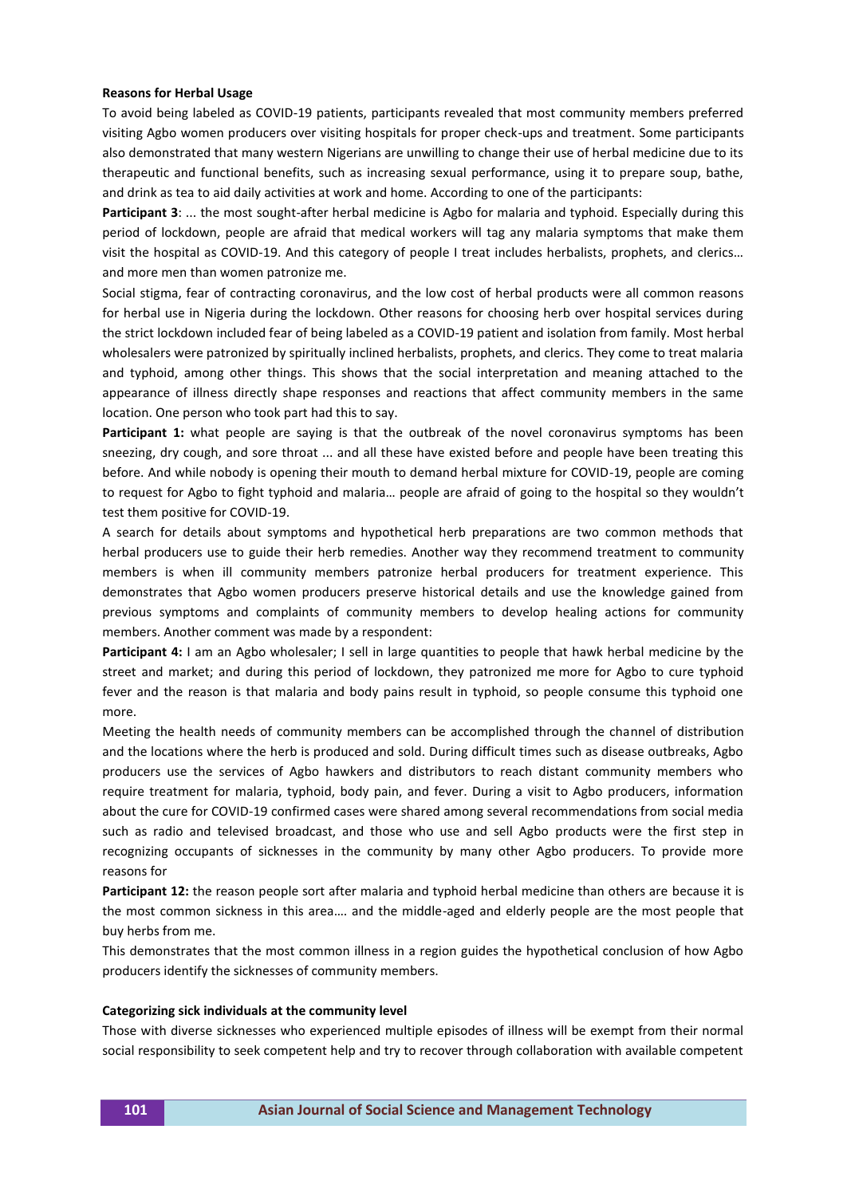**Reasons for Herbal Usage**

To avoid being labeled as COVID-19 patients, participants revealed that most community members preferred visiting Agbo women producers over visiting hospitals for proper check-ups and treatment. Some participants also demonstrated that many western Nigerians are unwilling to change their use of herbal medicine due to its therapeutic and functional benefits, such as increasing sexual performance, using it to prepare soup, bathe, and drink as tea to aid daily activities at work and home. According to one of the participants:

**Participant 3**: ... the most sought-after herbal medicine is Agbo for malaria and typhoid. Especially during this period of lockdown, people are afraid that medical workers will tag any malaria symptoms that make them visit the hospital as COVID-19. And this category of people I treat includes herbalists, prophets, and clerics… and more men than women patronize me.

Social stigma, fear of contracting coronavirus, and the low cost of herbal products were all common reasons for herbal use in Nigeria during the lockdown. Other reasons for choosing herb over hospital services during the strict lockdown included fear of being labeled as a COVID-19 patient and isolation from family. Most herbal wholesalers were patronized by spiritually inclined herbalists, prophets, and clerics. They come to treat malaria and typhoid, among other things. This shows that the social interpretation and meaning attached to the appearance of illness directly shape responses and reactions that affect community members in the same location. One person who took part had this to say.

**Participant 1:** what people are saying is that the outbreak of the novel coronavirus symptoms has been sneezing, dry cough, and sore throat ... and all these have existed before and people have been treating this before. And while nobody is opening their mouth to demand herbal mixture for COVID-19, people are coming to request for Agbo to fight typhoid and malaria… people are afraid of going to the hospital so they wouldn't test them positive for COVID-19.

A search for details about symptoms and hypothetical herb preparations are two common methods that herbal producers use to guide their herb remedies. Another way they recommend treatment to community members is when ill community members patronize herbal producers for treatment experience. This demonstrates that Agbo women producers preserve historical details and use the knowledge gained from previous symptoms and complaints of community members to develop healing actions for community members. Another comment was made by a respondent:

**Participant 4:** I am an Agbo wholesaler; I sell in large quantities to people that hawk herbal medicine by the street and market; and during this period of lockdown, they patronized me more for Agbo to cure typhoid fever and the reason is that malaria and body pains result in typhoid, so people consume this typhoid one more.

Meeting the health needs of community members can be accomplished through the channel of distribution and the locations where the herb is produced and sold. During difficult times such as disease outbreaks, Agbo producers use the services of Agbo hawkers and distributors to reach distant community members who require treatment for malaria, typhoid, body pain, and fever. During a visit to Agbo producers, information about the cure for COVID-19 confirmed cases were shared among several recommendations from social media such as radio and televised broadcast, and those who use and sell Agbo products were the first step in recognizing occupants of sicknesses in the community by many other Agbo producers. To provide more reasons for

**Participant 12:** the reason people sort after malaria and typhoid herbal medicine than others are because it is the most common sickness in this area…. and the middle-aged and elderly people are the most people that buy herbs from me.

This demonstrates that the most common illness in a region guides the hypothetical conclusion of how Agbo producers identify the sicknesses of community members.

**Categorizing sick individuals at the community level**

Those with diverse sicknesses who experienced multiple episodes of illness will be exempt from their normal social responsibility to seek competent help and try to recover through collaboration with available competent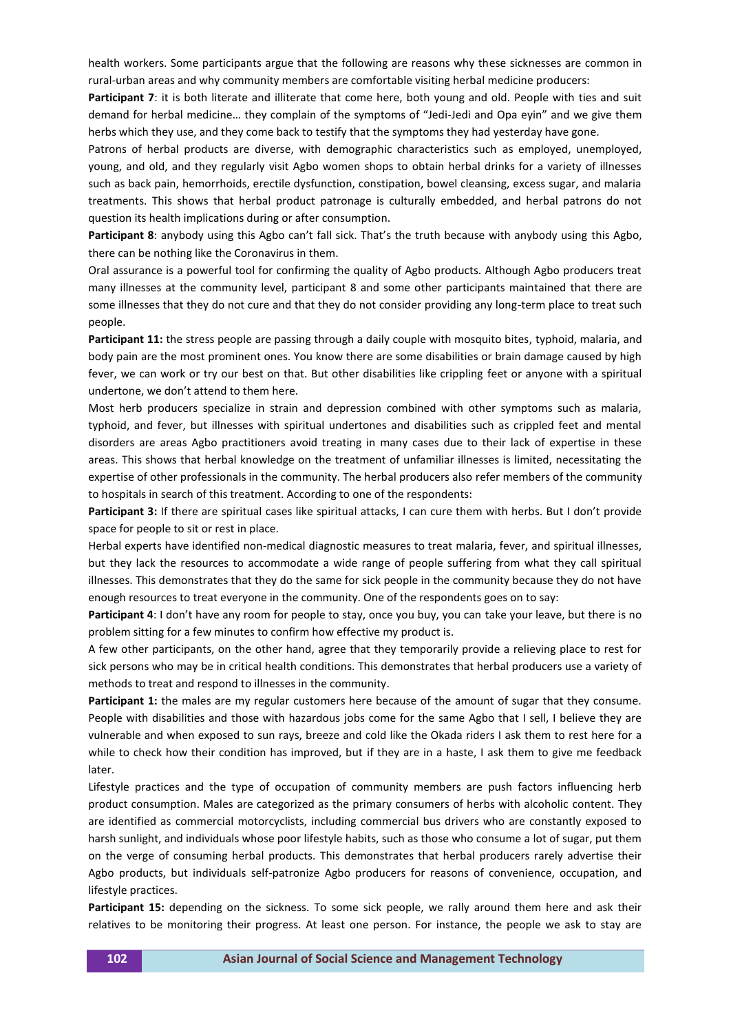health workers. Some participants argue that the following are reasons why these sicknesses are common in rural-urban areas and why community members are comfortable visiting herbal medicine producers:

**Participant 7**: it is both literate and illiterate that come here, both young and old. People with ties and suit demand for herbal medicine… they complain of the symptoms of "Jedi-Jedi and Opa eyin" and we give them herbs which they use, and they come back to testify that the symptoms they had yesterday have gone.

Patrons of herbal products are diverse, with demographic characteristics such as employed, unemployed, young, and old, and they regularly visit Agbo women shops to obtain herbal drinks for a variety of illnesses such as back pain, hemorrhoids, erectile dysfunction, constipation, bowel cleansing, excess sugar, and malaria treatments. This shows that herbal product patronage is culturally embedded, and herbal patrons do not question its health implications during or after consumption.

**Participant 8**: anybody using this Agbo can't fall sick. That's the truth because with anybody using this Agbo, there can be nothing like the Coronavirus in them.

Oral assurance is a powerful tool for confirming the quality of Agbo products. Although Agbo producers treat many illnesses at the community level, participant 8 and some other participants maintained that there are some illnesses that they do not cure and that they do not consider providing any long-term place to treat such people.

**Participant 11:** the stress people are passing through a daily couple with mosquito bites, typhoid, malaria, and body pain are the most prominent ones. You know there are some disabilities or brain damage caused by high fever, we can work or try our best on that. But other disabilities like crippling feet or anyone with a spiritual undertone, we don't attend to them here.

Most herb producers specialize in strain and depression combined with other symptoms such as malaria, typhoid, and fever, but illnesses with spiritual undertones and disabilities such as crippled feet and mental disorders are areas Agbo practitioners avoid treating in many cases due to their lack of expertise in these areas. This shows that herbal knowledge on the treatment of unfamiliar illnesses is limited, necessitating the expertise of other professionals in the community. The herbal producers also refer members of the community to hospitals in search of this treatment. According to one of the respondents:

**Participant 3:** If there are spiritual cases like spiritual attacks, I can cure them with herbs. But I don't provide space for people to sit or rest in place.

Herbal experts have identified non-medical diagnostic measures to treat malaria, fever, and spiritual illnesses, but they lack the resources to accommodate a wide range of people suffering from what they call spiritual illnesses. This demonstrates that they do the same for sick people in the community because they do not have enough resources to treat everyone in the community. One of the respondents goes on to say:

**Participant 4**: I don't have any room for people to stay, once you buy, you can take your leave, but there is no problem sitting for a few minutes to confirm how effective my product is.

A few other participants, on the other hand, agree that they temporarily provide a relieving place to rest for sick persons who may be in critical health conditions. This demonstrates that herbal producers use a variety of methods to treat and respond to illnesses in the community.

**Participant 1:** the males are my regular customers here because of the amount of sugar that they consume. People with disabilities and those with hazardous jobs come for the same Agbo that I sell, I believe they are vulnerable and when exposed to sun rays, breeze and cold like the Okada riders I ask them to rest here for a while to check how their condition has improved, but if they are in a haste, I ask them to give me feedback later.

Lifestyle practices and the type of occupation of community members are push factors influencing herb product consumption. Males are categorized as the primary consumers of herbs with alcoholic content. They are identified as commercial motorcyclists, including commercial bus drivers who are constantly exposed to harsh sunlight, and individuals whose poor lifestyle habits, such as those who consume a lot of sugar, put them on the verge of consuming herbal products. This demonstrates that herbal producers rarely advertise their Agbo products, but individuals self-patronize Agbo producers for reasons of convenience, occupation, and lifestyle practices.

**Participant 15:** depending on the sickness. To some sick people, we rally around them here and ask their relatives to be monitoring their progress. At least one person. For instance, the people we ask to stay are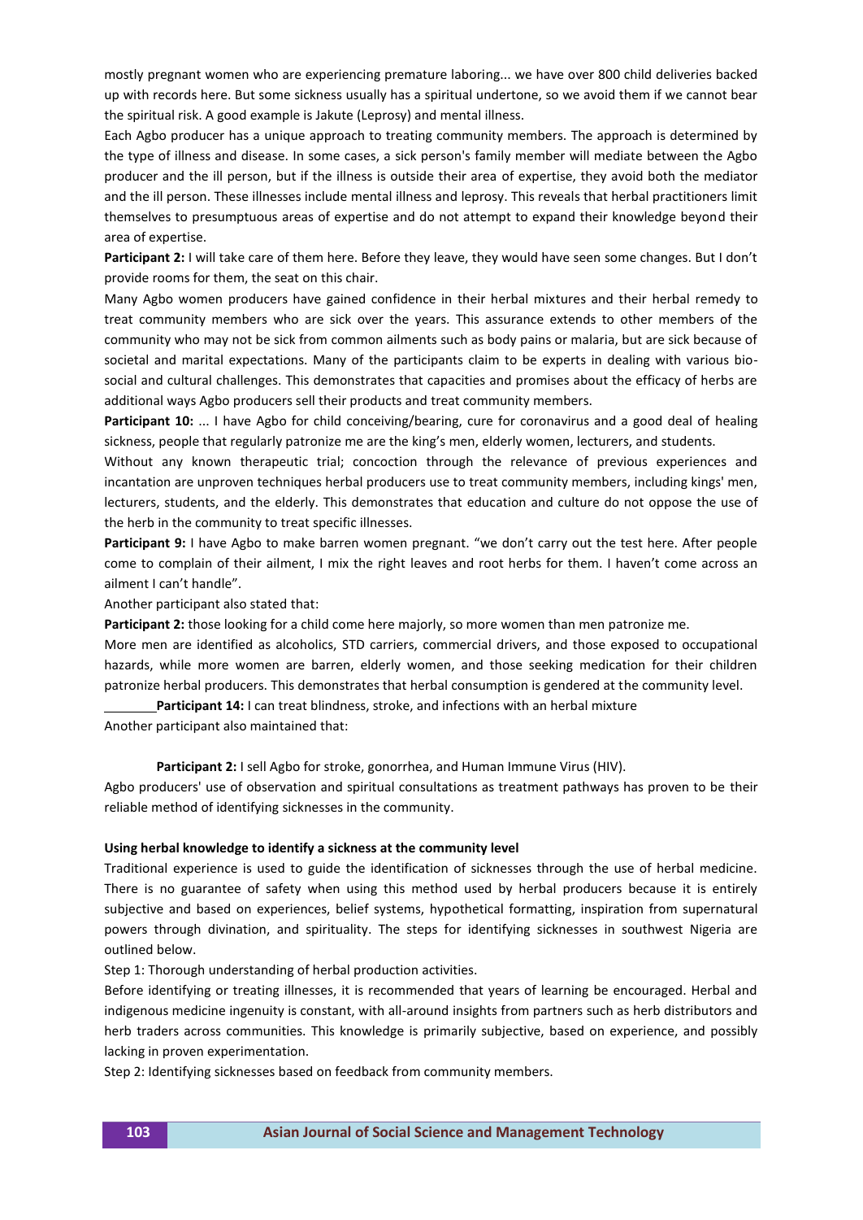mostly pregnant women who are experiencing premature laboring... we have over 800 child deliveries backed up with records here. But some sickness usually has a spiritual undertone, so we avoid them if we cannot bear the spiritual risk. A good example is Jakute (Leprosy) and mental illness.

Each Agbo producer has a unique approach to treating community members. The approach is determined by the type of illness and disease. In some cases, a sick person's family member will mediate between the Agbo producer and the ill person, but if the illness is outside their area of expertise, they avoid both the mediator and the ill person. These illnesses include mental illness and leprosy. This reveals that herbal practitioners limit themselves to presumptuous areas of expertise and do not attempt to expand their knowledge beyond their area of expertise.

**Participant 2:** I will take care of them here. Before they leave, they would have seen some changes. But I don't provide rooms for them, the seat on this chair.

Many Agbo women producers have gained confidence in their herbal mixtures and their herbal remedy to treat community members who are sick over the years. This assurance extends to other members of the community who may not be sick from common ailments such as body pains or malaria, but are sick because of societal and marital expectations. Many of the participants claim to be experts in dealing with various bio-social and cultural challenges. This demonstrates that capacities and promises about the efficacy of herbs are additional ways Agbo producers sell their products and treat community members.

**Participant 10:** ... I have Agbo for child conceiving/bearing, cure for coronavirus and a good deal of healing sickness, people that regularly patronize me are the king's men, elderly women, lecturers, and students.

Without any known therapeutic trial; concoction through the relevance of previous experiences and incantation are unproven techniques herbal producers use to treat community members, including kings' men, lecturers, students, and the elderly. This demonstrates that education and culture do not oppose the use of the herb in the community to treat specific illnesses.

**Participant 9:** I have Agbo to make barren women pregnant. "we don't carry out the test here. After people come to complain of their ailment, I mix the right leaves and root herbs for them. I haven't come across an ailment I can't handle".

Another participant also stated that:

**Participant 2:** those looking for a child come here majorly, so more women than men patronize me.

More men are identified as alcoholics, STD carriers, commercial drivers, and those exposed to occupational hazards, while more women are barren, elderly women, and those seeking medication for their children patronize herbal producers. This demonstrates that herbal consumption is gendered at the community level.

**Participant 14:** I can treat blindness, stroke, and infections with an herbal mixture

Another participant also maintained that:

**Participant 2:** I sell Agbo for stroke, gonorrhea, and Human Immune Virus (HIV).

Agbo producers' use of observation and spiritual consultations as treatment pathways has proven to be their reliable method of identifying sicknesses in the community.

**Using herbal knowledge to identify a sickness at the community level**

Traditional experience is used to guide the identification of sicknesses through the use of herbal medicine. There is no guarantee of safety when using this method used by herbal producers because it is entirely subjective and based on experiences, belief systems, hypothetical formatting, inspiration from supernatural powers through divination, and spirituality. The steps for identifying sicknesses in southwest Nigeria are outlined below.

Step 1: Thorough understanding of herbal production activities.

Before identifying or treating illnesses, it is recommended that years of learning be encouraged. Herbal and indigenous medicine ingenuity is constant, with all-around insights from partners such as herb distributors and herb traders across communities. This knowledge is primarily subjective, based on experience, and possibly lacking in proven experimentation.

Step 2: Identifying sicknesses based on feedback from community members.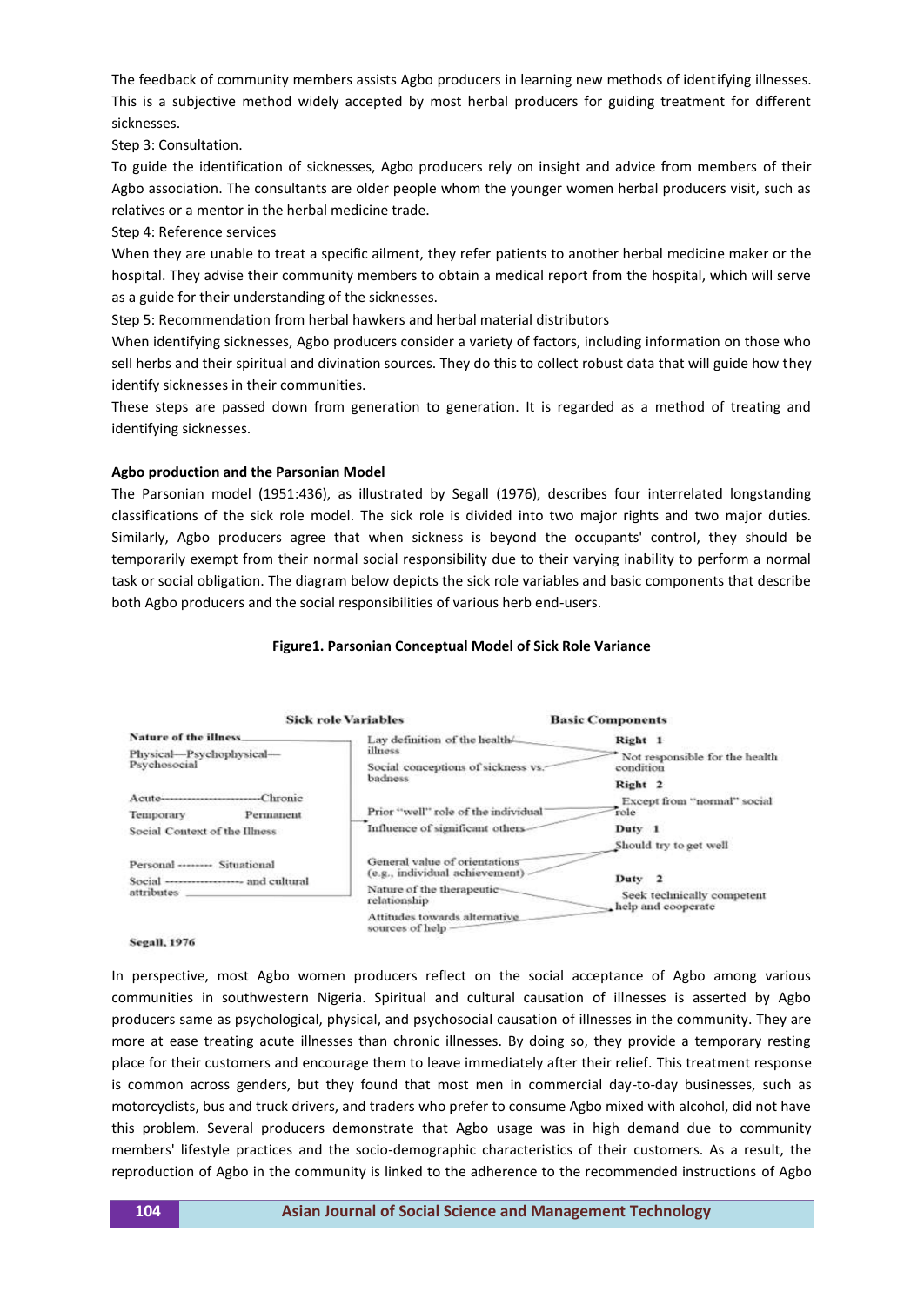The feedback of community members assists Agbo producers in learning new methods of identifying illnesses. This is a subjective method widely accepted by most herbal producers for guiding treatment for different sicknesses.

Step 3: Consultation.

To guide the identification of sicknesses, Agbo producers rely on insight and advice from members of their Agbo association. The consultants are older people whom the younger women herbal producers visit, such as relatives or a mentor in the herbal medicine trade.

Step 4: Reference services

When they are unable to treat a specific ailment, they refer patients to another herbal medicine maker or the hospital. They advise their community members to obtain a medical report from the hospital, which will serve as a guide for their understanding of the sicknesses.

Step 5: Recommendation from herbal hawkers and herbal material distributors

When identifying sicknesses, Agbo producers consider a variety of factors, including information on those who sell herbs and their spiritual and divination sources. They do this to collect robust data that will guide how they identify sicknesses in their communities.

These steps are passed down from generation to generation. It is regarded as a method of treating and identifying sicknesses.

**Agbo production and the Parsonian Model**

The Parsonian model (1951:436), as illustrated by Segall (1976), describes four interrelated longstanding classifications of the sick role model. The sick role is divided into two major rights and two major duties. Similarly, Agbo producers agree that when sickness is beyond the occupants' control, they should be temporarily exempt from their normal social responsibility due to their varying inability to perform a normal task or social obligation. The diagram below depicts the sick role variables and basic components that describe both Agbo producers and the social responsibilities of various herb end-users.

**Figure1. Parsonian Conceptual Model of Sick Role Variance**

**Sick role Variables**

**Nature of the illness**
Physical—Psychophysical—Psychosocial
Acute------------------------Chronic
Temporary Permanent
Social Context of the Illness
Personal -------- Situational
Social ------------------ and cultural attributes

Lay definition of the health/illness
Social conceptions of sickness vs. badness
Prior "well" role of the individual
Influence of significant others
General value of orientations (e.g., individual achievement)
Nature of the therapeutic relationship
Attitudes towards alternative sources of help

**Basic Components**

**Right 1**
Not responsible for the health condition

**Right 2**
Except from "normal" social role

**Duty 1**
Should try to get well

**Duty 2**
Seek technically competent help and cooperate

**Segall, 1976**

In perspective, most Agbo women producers reflect on the social acceptance of Agbo among various communities in southwestern Nigeria. Spiritual and cultural causation of illnesses is asserted by Agbo producers same as psychological, physical, and psychosocial causation of illnesses in the community. They are more at ease treating acute illnesses than chronic illnesses. By doing so, they provide a temporary resting place for their customers and encourage them to leave immediately after their relief. This treatment response is common across genders, but they found that most men in commercial day-to-day businesses, such as motorcyclists, bus and truck drivers, and traders who prefer to consume Agbo mixed with alcohol, did not have this problem. Several producers demonstrate that Agbo usage was in high demand due to community members' lifestyle practices and the socio-demographic characteristics of their customers. As a result, the reproduction of Agbo in the community is linked to the adherence to the recommended instructions of Agbo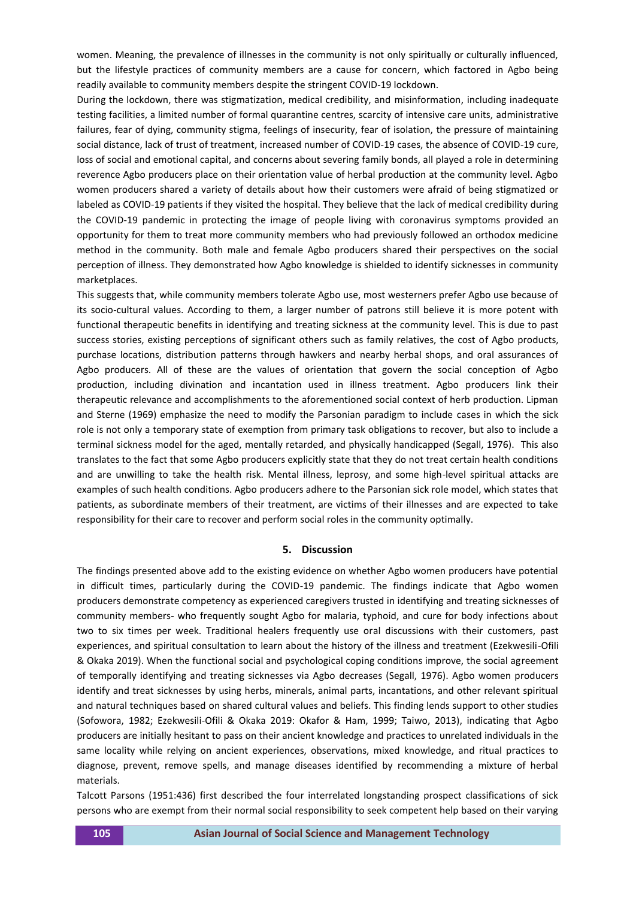women. Meaning, the prevalence of illnesses in the community is not only spiritually or culturally influenced, but the lifestyle practices of community members are a cause for concern, which factored in Agbo being readily available to community members despite the stringent COVID-19 lockdown.

During the lockdown, there was stigmatization, medical credibility, and misinformation, including inadequate testing facilities, a limited number of formal quarantine centres, scarcity of intensive care units, administrative failures, fear of dying, community stigma, feelings of insecurity, fear of isolation, the pressure of maintaining social distance, lack of trust of treatment, increased number of COVID-19 cases, the absence of COVID-19 cure, loss of social and emotional capital, and concerns about severing family bonds, all played a role in determining reverence Agbo producers place on their orientation value of herbal production at the community level. Agbo women producers shared a variety of details about how their customers were afraid of being stigmatized or labeled as COVID-19 patients if they visited the hospital. They believe that the lack of medical credibility during the COVID-19 pandemic in protecting the image of people living with coronavirus symptoms provided an opportunity for them to treat more community members who had previously followed an orthodox medicine method in the community. Both male and female Agbo producers shared their perspectives on the social perception of illness. They demonstrated how Agbo knowledge is shielded to identify sicknesses in community marketplaces.

This suggests that, while community members tolerate Agbo use, most westerners prefer Agbo use because of its socio-cultural values. According to them, a larger number of patrons still believe it is more potent with functional therapeutic benefits in identifying and treating sickness at the community level. This is due to past success stories, existing perceptions of significant others such as family relatives, the cost of Agbo products, purchase locations, distribution patterns through hawkers and nearby herbal shops, and oral assurances of Agbo producers. All of these are the values of orientation that govern the social conception of Agbo production, including divination and incantation used in illness treatment. Agbo producers link their therapeutic relevance and accomplishments to the aforementioned social context of herb production. Lipman and Sterne (1969) emphasize the need to modify the Parsonian paradigm to include cases in which the sick role is not only a temporary state of exemption from primary task obligations to recover, but also to include a terminal sickness model for the aged, mentally retarded, and physically handicapped (Segall, 1976). This also translates to the fact that some Agbo producers explicitly state that they do not treat certain health conditions and are unwilling to take the health risk. Mental illness, leprosy, and some high-level spiritual attacks are examples of such health conditions. Agbo producers adhere to the Parsonian sick role model, which states that patients, as subordinate members of their treatment, are victims of their illnesses and are expected to take responsibility for their care to recover and perform social roles in the community optimally.

## 5. Discussion

The findings presented above add to the existing evidence on whether Agbo women producers have potential in difficult times, particularly during the COVID-19 pandemic. The findings indicate that Agbo women producers demonstrate competency as experienced caregivers trusted in identifying and treating sicknesses of community members- who frequently sought Agbo for malaria, typhoid, and cure for body infections about two to six times per week. Traditional healers frequently use oral discussions with their customers, past experiences, and spiritual consultation to learn about the history of the illness and treatment (Ezekwesili-Ofili & Okaka 2019). When the functional social and psychological coping conditions improve, the social agreement of temporally identifying and treating sicknesses via Agbo decreases (Segall, 1976). Agbo women producers identify and treat sicknesses by using herbs, minerals, animal parts, incantations, and other relevant spiritual and natural techniques based on shared cultural values and beliefs. This finding lends support to other studies (Sofowora, 1982; Ezekwesili-Ofili & Okaka 2019: Okafor & Ham, 1999; Taiwo, 2013), indicating that Agbo producers are initially hesitant to pass on their ancient knowledge and practices to unrelated individuals in the same locality while relying on ancient experiences, observations, mixed knowledge, and ritual practices to diagnose, prevent, remove spells, and manage diseases identified by recommending a mixture of herbal materials.

Talcott Parsons (1951:436) first described the four interrelated longstanding prospect classifications of sick persons who are exempt from their normal social responsibility to seek competent help based on their varying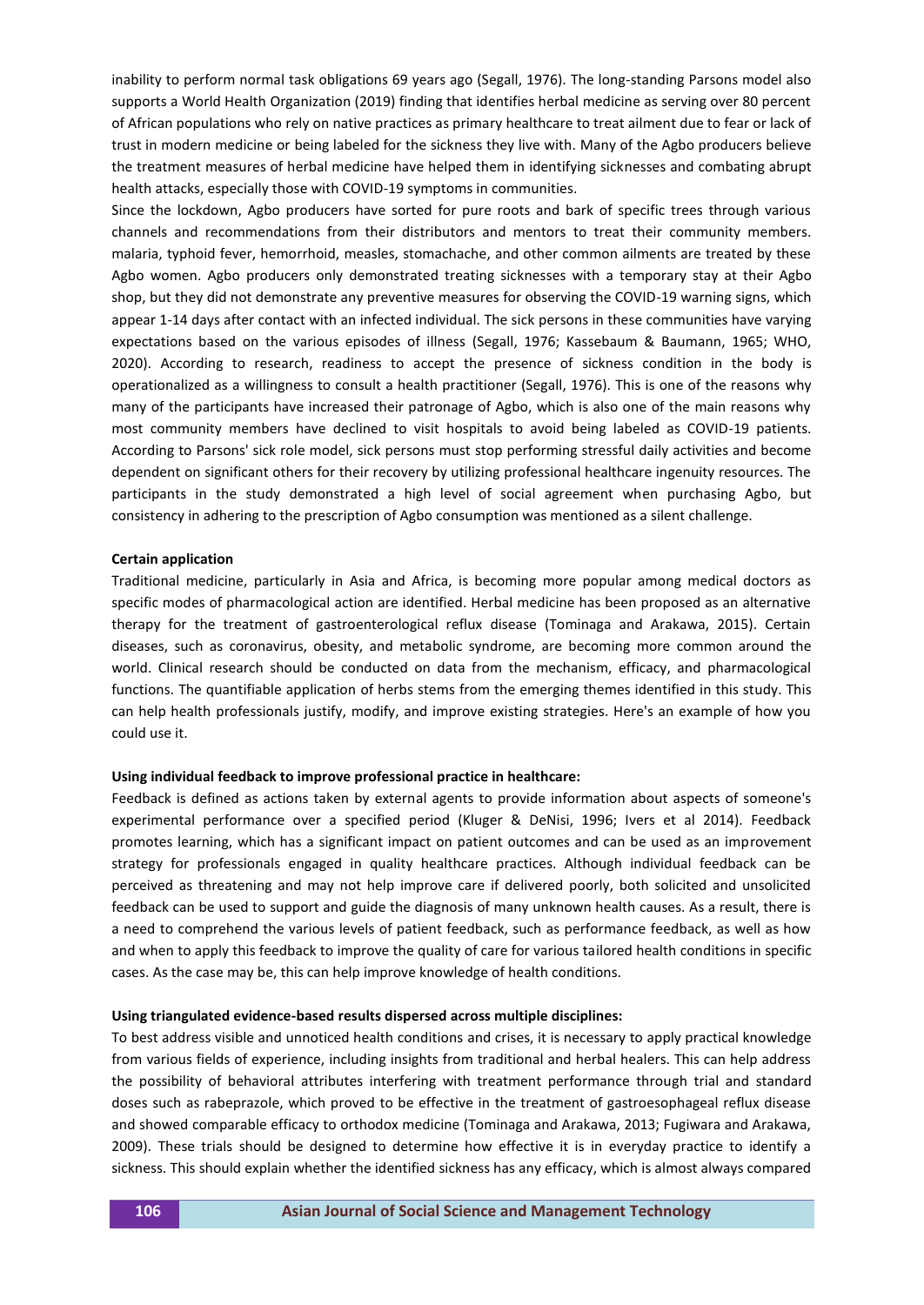inability to perform normal task obligations 69 years ago (Segall, 1976). The long-standing Parsons model also supports a World Health Organization (2019) finding that identifies herbal medicine as serving over 80 percent of African populations who rely on native practices as primary healthcare to treat ailment due to fear or lack of trust in modern medicine or being labeled for the sickness they live with. Many of the Agbo producers believe the treatment measures of herbal medicine have helped them in identifying sicknesses and combating abrupt health attacks, especially those with COVID-19 symptoms in communities.

Since the lockdown, Agbo producers have sorted for pure roots and bark of specific trees through various channels and recommendations from their distributors and mentors to treat their community members. malaria, typhoid fever, hemorrhoid, measles, stomachache, and other common ailments are treated by these Agbo women. Agbo producers only demonstrated treating sicknesses with a temporary stay at their Agbo shop, but they did not demonstrate any preventive measures for observing the COVID-19 warning signs, which appear 1-14 days after contact with an infected individual. The sick persons in these communities have varying expectations based on the various episodes of illness (Segall, 1976; Kassebaum & Baumann, 1965; WHO, 2020). According to research, readiness to accept the presence of sickness condition in the body is operationalized as a willingness to consult a health practitioner (Segall, 1976). This is one of the reasons why many of the participants have increased their patronage of Agbo, which is also one of the main reasons why most community members have declined to visit hospitals to avoid being labeled as COVID-19 patients. According to Parsons' sick role model, sick persons must stop performing stressful daily activities and become dependent on significant others for their recovery by utilizing professional healthcare ingenuity resources. The participants in the study demonstrated a high level of social agreement when purchasing Agbo, but consistency in adhering to the prescription of Agbo consumption was mentioned as a silent challenge.

**Certain application**

Traditional medicine, particularly in Asia and Africa, is becoming more popular among medical doctors as specific modes of pharmacological action are identified. Herbal medicine has been proposed as an alternative therapy for the treatment of gastroenterological reflux disease (Tominaga and Arakawa, 2015). Certain diseases, such as coronavirus, obesity, and metabolic syndrome, are becoming more common around the world. Clinical research should be conducted on data from the mechanism, efficacy, and pharmacological functions. The quantifiable application of herbs stems from the emerging themes identified in this study. This can help health professionals justify, modify, and improve existing strategies. Here's an example of how you could use it.

**Using individual feedback to improve professional practice in healthcare:**

Feedback is defined as actions taken by external agents to provide information about aspects of someone's experimental performance over a specified period (Kluger & DeNisi, 1996; Ivers et al 2014). Feedback promotes learning, which has a significant impact on patient outcomes and can be used as an improvement strategy for professionals engaged in quality healthcare practices. Although individual feedback can be perceived as threatening and may not help improve care if delivered poorly, both solicited and unsolicited feedback can be used to support and guide the diagnosis of many unknown health causes. As a result, there is a need to comprehend the various levels of patient feedback, such as performance feedback, as well as how and when to apply this feedback to improve the quality of care for various tailored health conditions in specific cases. As the case may be, this can help improve knowledge of health conditions.

**Using triangulated evidence-based results dispersed across multiple disciplines:**

To best address visible and unnoticed health conditions and crises, it is necessary to apply practical knowledge from various fields of experience, including insights from traditional and herbal healers. This can help address the possibility of behavioral attributes interfering with treatment performance through trial and standard doses such as rabeprazole, which proved to be effective in the treatment of gastroesophageal reflux disease and showed comparable efficacy to orthodox medicine (Tominaga and Arakawa, 2013; Fugiwara and Arakawa, 2009). These trials should be designed to determine how effective it is in everyday practice to identify a sickness. This should explain whether the identified sickness has any efficacy, which is almost always compared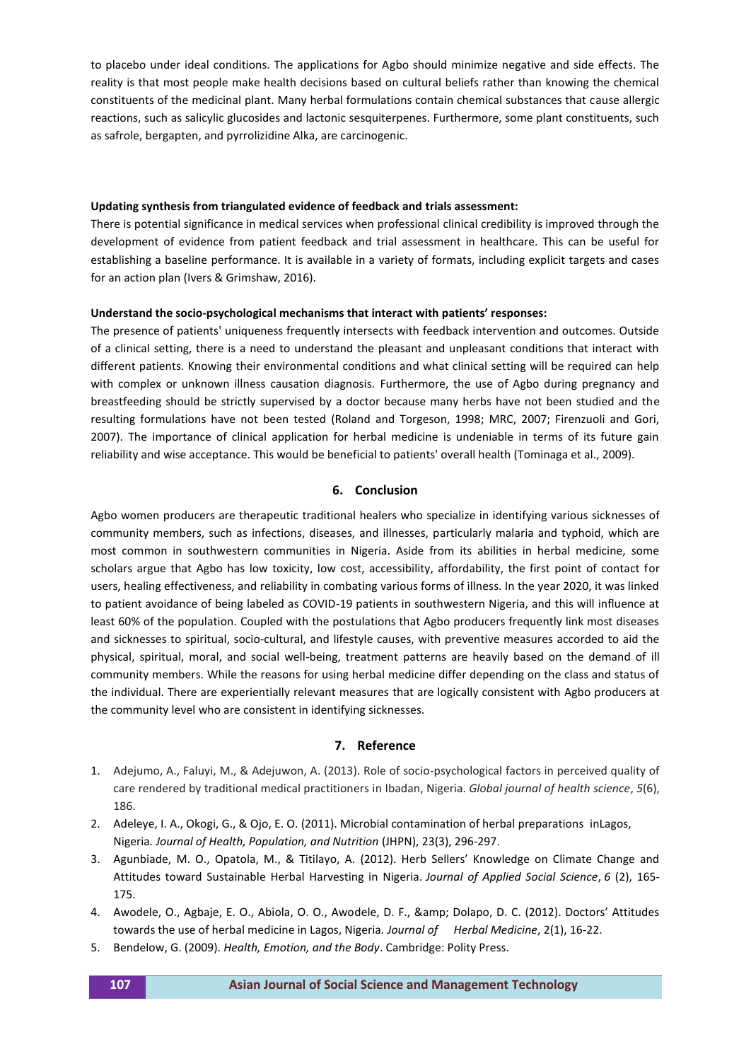to placebo under ideal conditions. The applications for Agbo should minimize negative and side effects. The reality is that most people make health decisions based on cultural beliefs rather than knowing the chemical constituents of the medicinal plant. Many herbal formulations contain chemical substances that cause allergic reactions, such as salicylic glucosides and lactonic sesquiterpenes. Furthermore, some plant constituents, such as safrole, bergapten, and pyrrolizidine Alka, are carcinogenic.

**Updating synthesis from triangulated evidence of feedback and trials assessment:**

There is potential significance in medical services when professional clinical credibility is improved through the development of evidence from patient feedback and trial assessment in healthcare. This can be useful for establishing a baseline performance. It is available in a variety of formats, including explicit targets and cases for an action plan (Ivers & Grimshaw, 2016).

**Understand the socio-psychological mechanisms that interact with patients' responses:**

The presence of patients' uniqueness frequently intersects with feedback intervention and outcomes. Outside of a clinical setting, there is a need to understand the pleasant and unpleasant conditions that interact with different patients. Knowing their environmental conditions and what clinical setting will be required can help with complex or unknown illness causation diagnosis. Furthermore, the use of Agbo during pregnancy and breastfeeding should be strictly supervised by a doctor because many herbs have not been studied and the resulting formulations have not been tested (Roland and Torgeson, 1998; MRC, 2007; Firenzuoli and Gori, 2007). The importance of clinical application for herbal medicine is undeniable in terms of its future gain reliability and wise acceptance. This would be beneficial to patients' overall health (Tominaga et al., 2009).

## 6. Conclusion

Agbo women producers are therapeutic traditional healers who specialize in identifying various sicknesses of community members, such as infections, diseases, and illnesses, particularly malaria and typhoid, which are most common in southwestern communities in Nigeria. Aside from its abilities in herbal medicine, some scholars argue that Agbo has low toxicity, low cost, accessibility, affordability, the first point of contact for users, healing effectiveness, and reliability in combating various forms of illness. In the year 2020, it was linked to patient avoidance of being labeled as COVID-19 patients in southwestern Nigeria, and this will influence at least 60% of the population. Coupled with the postulations that Agbo producers frequently link most diseases and sicknesses to spiritual, socio-cultural, and lifestyle causes, with preventive measures accorded to aid the physical, spiritual, moral, and social well-being, treatment patterns are heavily based on the demand of ill community members. While the reasons for using herbal medicine differ depending on the class and status of the individual. There are experientially relevant measures that are logically consistent with Agbo producers at the community level who are consistent in identifying sicknesses.

## 7. Reference

1. Adejumo, A., Faluyi, M., & Adejuwon, A. (2013). Role of socio-psychological factors in perceived quality of care rendered by traditional medical practitioners in Ibadan, Nigeria. *Global journal of health science*, *5*(6), 186.
2. Adeleye, I. A., Okogi, G., & Ojo, E. O. (2011). Microbial contamination of herbal preparations inLagos, Nigeria*. Journal of Health, Population, and Nutrition* (JHPN), 23(3), 296-297.
3. Agunbiade, M. O., Opatola, M., & Titilayo, A. (2012). Herb Sellers' Knowledge on Climate Change and Attitudes toward Sustainable Herbal Harvesting in Nigeria. *Journal of Applied Social Science*, *6* (2), 165-175.
4. Awodele, O., Agbaje, E. O., Abiola, O. O., Awodele, D. F., &amp; Dolapo, D. C. (2012). Doctors' Attitudes towards the use of herbal medicine in Lagos, Nigeria*. Journal of Herbal Medicine*, 2(1), 16-22.
5. Bendelow, G. (2009). *Health, Emotion, and the Body*. Cambridge: Polity Press.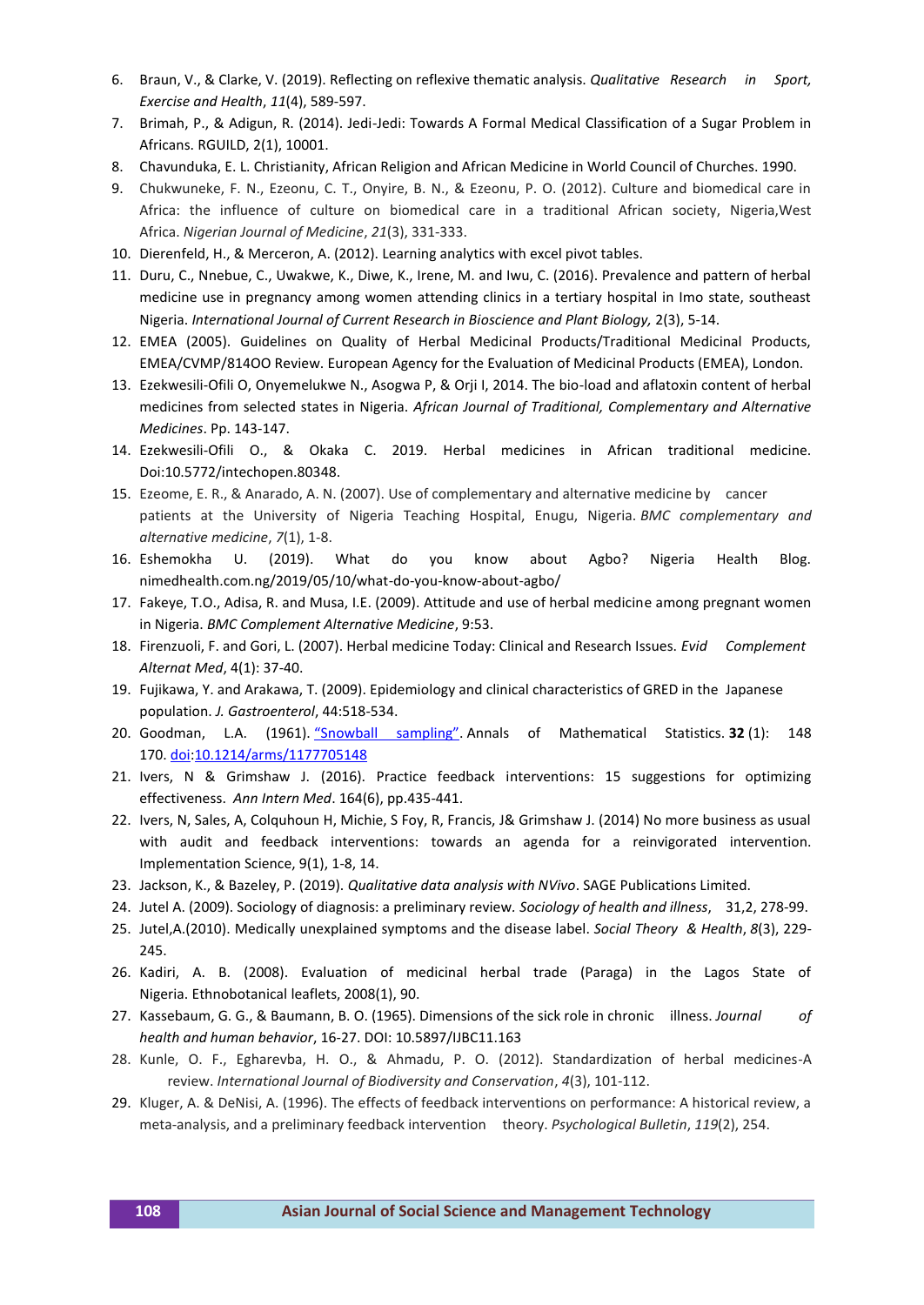6. Braun, V., & Clarke, V. (2019). Reflecting on reflexive thematic analysis. *Qualitative Research in Sport, Exercise and Health*, *11*(4), 589-597.
7. Brimah, P., & Adigun, R. (2014). Jedi-Jedi: Towards A Formal Medical Classification of a Sugar Problem in Africans. RGUILD, 2(1), 10001.
8. Chavunduka, E. L. Christianity, African Religion and African Medicine in World Council of Churches. 1990.
9. Chukwuneke, F. N., Ezeonu, C. T., Onyire, B. N., & Ezeonu, P. O. (2012). Culture and biomedical care in Africa: the influence of culture on biomedical care in a traditional African society, Nigeria,West Africa. *Nigerian Journal of Medicine*, *21*(3), 331-333.
10. Dierenfeld, H., & Merceron, A. (2012). Learning analytics with excel pivot tables.
11. Duru, C., Nnebue, C., Uwakwe, K., Diwe, K., Irene, M. and Iwu, C. (2016). Prevalence and pattern of herbal medicine use in pregnancy among women attending clinics in a tertiary hospital in Imo state, southeast Nigeria. *International Journal of Current Research in Bioscience and Plant Biology,* 2(3), 5-14.
12. EMEA (2005). Guidelines on Quality of Herbal Medicinal Products/Traditional Medicinal Products, EMEA/CVMP/814OO Review. European Agency for the Evaluation of Medicinal Products (EMEA), London.
13. Ezekwesili-Ofili O, Onyemelukwe N., Asogwa P, & Orji I, 2014. The bio-load and aflatoxin content of herbal medicines from selected states in Nigeria. *African Journal of Traditional, Complementary and Alternative Medicines*. Pp. 143-147.
14. Ezekwesili-Ofili O., & Okaka C. 2019. Herbal medicines in African traditional medicine. Doi:10.5772/intechopen.80348.
15. Ezeome, E. R., & Anarado, A. N. (2007). Use of complementary and alternative medicine by cancer patients at the University of Nigeria Teaching Hospital, Enugu, Nigeria. *BMC complementary and alternative medicine*, *7*(1), 1-8.
16. Eshemokha U. (2019). What do you know about Agbo? Nigeria Health Blog. nimedhealth.com.ng/2019/05/10/what-do-you-know-about-agbo/
17. Fakeye, T.O., Adisa, R. and Musa, I.E. (2009). Attitude and use of herbal medicine among pregnant women in Nigeria. *BMC Complement Alternative Medicine*, 9:53.
18. Firenzuoli, F. and Gori, L. (2007). Herbal medicine Today: Clinical and Research Issues. *Evid Complement Alternat Med*, 4(1): 37-40.
19. Fujikawa, Y. and Arakawa, T. (2009). Epidemiology and clinical characteristics of GRED in the Japanese population. *J. Gastroenterol*, 44:518-534.
20. Goodman, L.A. (1961). "Snowball sampling". Annals of Mathematical Statistics. **32** (1): 148 170. doi:10.1214/arms/1177705148
21. Ivers, N & Grimshaw J. (2016). Practice feedback interventions: 15 suggestions for optimizing effectiveness. *Ann Intern Med*. 164(6), pp.435-441.
22. Ivers, N, Sales, A, Colquhoun H, Michie, S Foy, R, Francis, J& Grimshaw J. (2014) No more business as usual with audit and feedback interventions: towards an agenda for a reinvigorated intervention. Implementation Science, 9(1), 1-8, 14.
23. Jackson, K., & Bazeley, P. (2019). *Qualitative data analysis with NVivo*. SAGE Publications Limited.
24. Jutel A. (2009). Sociology of diagnosis: a preliminary review. *Sociology of health and illness*, 31,2, 278-99.
25. Jutel,A.(2010). Medically unexplained symptoms and the disease label. *Social Theory & Health*, *8*(3), 229-245.
26. Kadiri, A. B. (2008). Evaluation of medicinal herbal trade (Paraga) in the Lagos State of Nigeria. Ethnobotanical leaflets, 2008(1), 90.
27. Kassebaum, G. G., & Baumann, B. O. (1965). Dimensions of the sick role in chronic illness. *Journal of health and human behavior*, 16-27. DOI: 10.5897/IJBC11.163
28. Kunle, O. F., Egharevba, H. O., & Ahmadu, P. O. (2012). Standardization of herbal medicines-A review. *International Journal of Biodiversity and Conservation*, *4*(3), 101-112.
29. Kluger, A. & DeNisi, A. (1996). The effects of feedback interventions on performance: A historical review, a meta-analysis, and a preliminary feedback intervention theory. *Psychological Bulletin*, *119*(2), 254.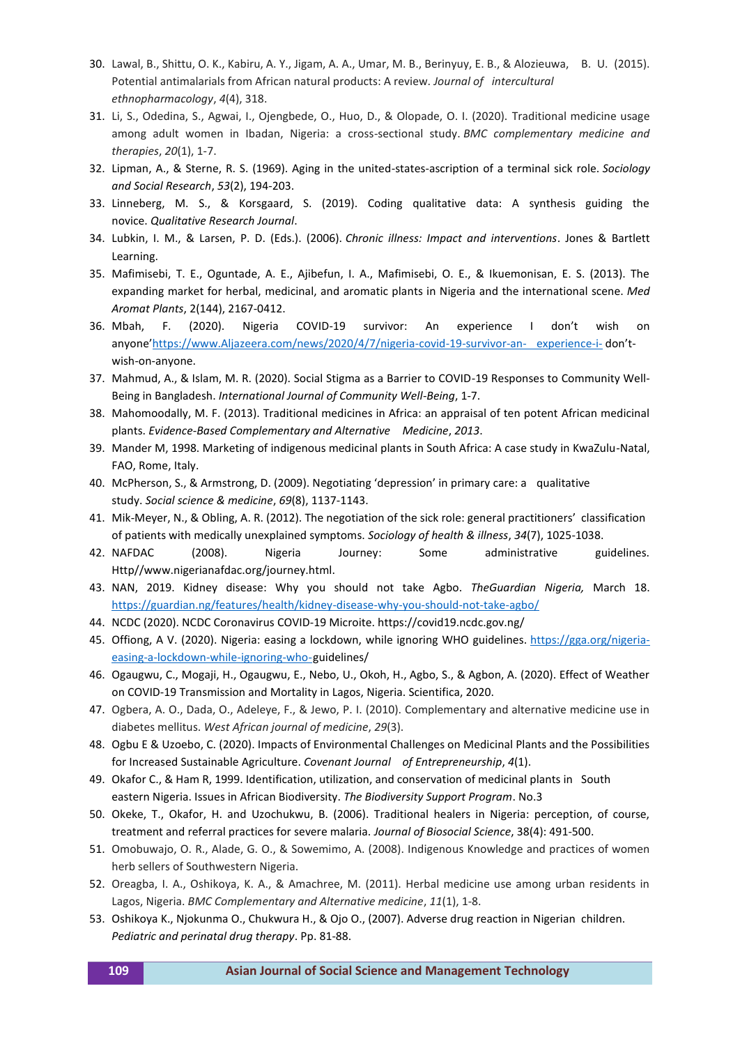30. Lawal, B., Shittu, O. K., Kabiru, A. Y., Jigam, A. A., Umar, M. B., Berinyuy, E. B., & Alozieuwa, B. U. (2015). Potential antimalarials from African natural products: A review. *Journal of intercultural ethnopharmacology*, *4*(4), 318.
31. Li, S., Odedina, S., Agwai, I., Ojengbede, O., Huo, D., & Olopade, O. I. (2020). Traditional medicine usage among adult women in Ibadan, Nigeria: a cross-sectional study. *BMC complementary medicine and therapies*, *20*(1), 1-7.
32. Lipman, A., & Sterne, R. S. (1969). Aging in the united-states-ascription of a terminal sick role. *Sociology and Social Research*, *53*(2), 194-203.
33. Linneberg, M. S., & Korsgaard, S. (2019). Coding qualitative data: A synthesis guiding the novice. *Qualitative Research Journal*.
34. Lubkin, I. M., & Larsen, P. D. (Eds.). (2006). *Chronic illness: Impact and interventions*. Jones & Bartlett Learning.
35. Mafimisebi, T. E., Oguntade, A. E., Ajibefun, I. A., Mafimisebi, O. E., & Ikuemonisan, E. S. (2013). The expanding market for herbal, medicinal, and aromatic plants in Nigeria and the international scene. *Med Aromat Plants*, 2(144), 2167-0412.
36. Mbah, F. (2020). Nigeria COVID-19 survivor: An experience I don't wish on anyone'https://www.Aljazeera.com/news/2020/4/7/nigeria-covid-19-survivor-an- experience-i- don't-wish-on-anyone.
37. Mahmud, A., & Islam, M. R. (2020). Social Stigma as a Barrier to COVID-19 Responses to Community Well-Being in Bangladesh. *International Journal of Community Well-Being*, 1-7.
38. Mahomoodally, M. F. (2013). Traditional medicines in Africa: an appraisal of ten potent African medicinal plants. *Evidence-Based Complementary and Alternative Medicine*, *2013*.
39. Mander M, 1998. Marketing of indigenous medicinal plants in South Africa: A case study in KwaZulu-Natal, FAO, Rome, Italy.
40. McPherson, S., & Armstrong, D. (2009). Negotiating 'depression' in primary care: a qualitative study. *Social science & medicine*, *69*(8), 1137-1143.
41. Mik-Meyer, N., & Obling, A. R. (2012). The negotiation of the sick role: general practitioners' classification of patients with medically unexplained symptoms. *Sociology of health & illness*, *34*(7), 1025-1038.
42. NAFDAC (2008). Nigeria Journey: Some administrative guidelines. Http//www.nigerianafdac.org/journey.html.
43. NAN, 2019. Kidney disease: Why you should not take Agbo. *TheGuardian Nigeria,* March 18. https://guardian.ng/features/health/kidney-disease-why-you-should-not-take-agbo/
44. NCDC (2020). NCDC Coronavirus COVID-19 Microite. https://covid19.ncdc.gov.ng/
45. Offiong, A V. (2020). Nigeria: easing a lockdown, while ignoring WHO guidelines. https://gga.org/nigeria-easing-a-lockdown-while-ignoring-who-guidelines/
46. Ogaugwu, C., Mogaji, H., Ogaugwu, E., Nebo, U., Okoh, H., Agbo, S., & Agbon, A. (2020). Effect of Weather on COVID-19 Transmission and Mortality in Lagos, Nigeria. Scientifica, 2020.
47. Ogbera, A. O., Dada, O., Adeleye, F., & Jewo, P. I. (2010). Complementary and alternative medicine use in diabetes mellitus. *West African journal of medicine*, *29*(3).
48. Ogbu E & Uzoebo, C. (2020). Impacts of Environmental Challenges on Medicinal Plants and the Possibilities for Increased Sustainable Agriculture. *Covenant Journal of Entrepreneurship*, *4*(1).
49. Okafor C., & Ham R, 1999. Identification, utilization, and conservation of medicinal plants in South eastern Nigeria. Issues in African Biodiversity. *The Biodiversity Support Program*. No.3
50. Okeke, T., Okafor, H. and Uzochukwu, B. (2006). Traditional healers in Nigeria: perception, of course, treatment and referral practices for severe malaria. *Journal of Biosocial Science*, 38(4): 491-500.
51. Omobuwajo, O. R., Alade, G. O., & Sowemimo, A. (2008). Indigenous Knowledge and practices of women herb sellers of Southwestern Nigeria.
52. Oreagba, I. A., Oshikoya, K. A., & Amachree, M. (2011). Herbal medicine use among urban residents in Lagos, Nigeria. *BMC Complementary and Alternative medicine*, *11*(1), 1-8.
53. Oshikoya K., Njokunma O., Chukwura H., & Ojo O., (2007). Adverse drug reaction in Nigerian children. *Pediatric and perinatal drug therapy*. Pp. 81-88.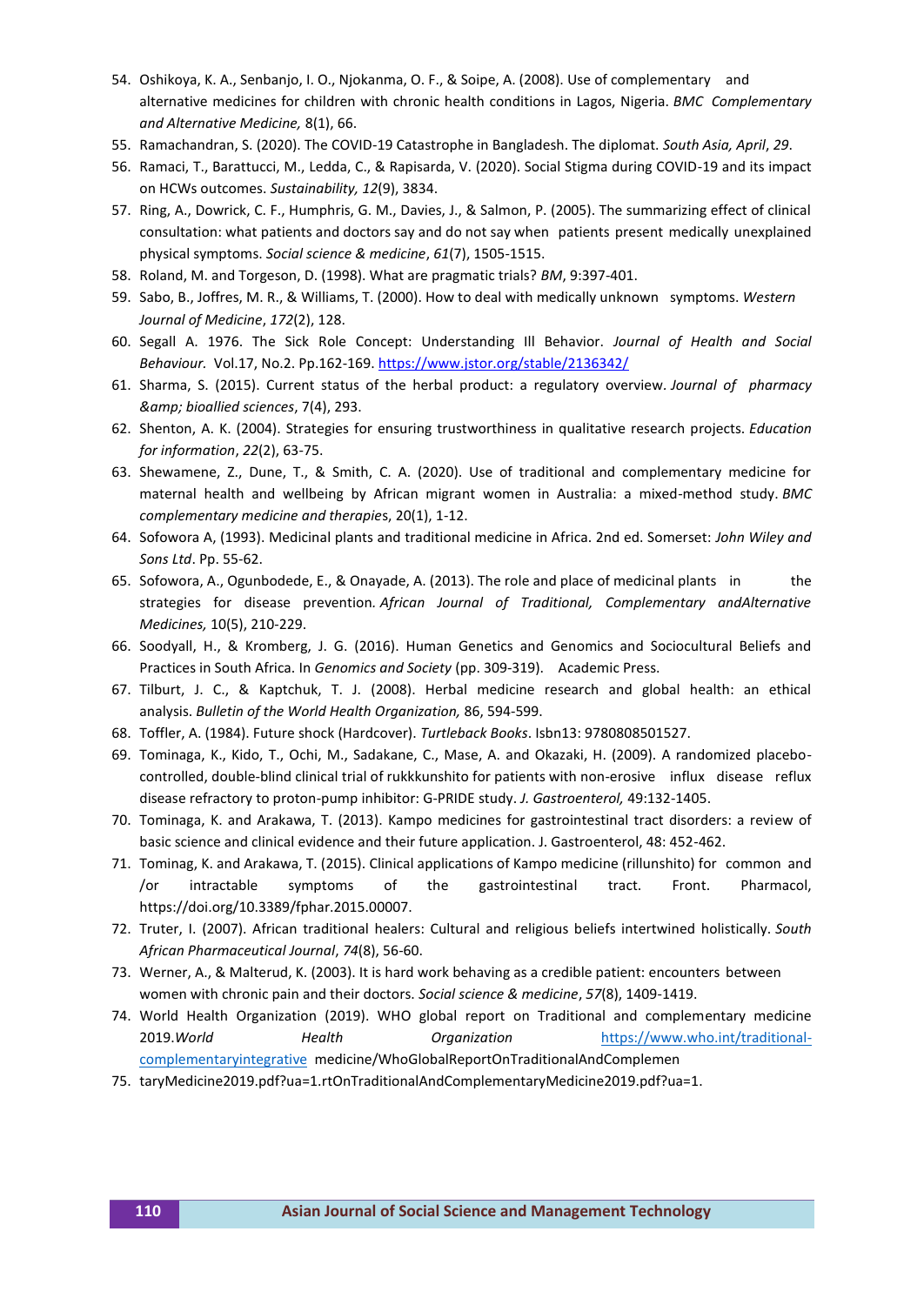54. Oshikoya, K. A., Senbanjo, I. O., Njokanma, O. F., & Soipe, A. (2008). Use of complementary and alternative medicines for children with chronic health conditions in Lagos, Nigeria. *BMC Complementary and Alternative Medicine,* 8(1), 66.
55. Ramachandran, S. (2020). The COVID-19 Catastrophe in Bangladesh. The diplomat. *South Asia, April*, *29*.
56. Ramaci, T., Barattucci, M., Ledda, C., & Rapisarda, V. (2020). Social Stigma during COVID-19 and its impact on HCWs outcomes. *Sustainability, 12*(9), 3834.
57. Ring, A., Dowrick, C. F., Humphris, G. M., Davies, J., & Salmon, P. (2005). The summarizing effect of clinical consultation: what patients and doctors say and do not say when patients present medically unexplained physical symptoms. *Social science & medicine*, *61*(7), 1505-1515.
58. Roland, M. and Torgeson, D. (1998). What are pragmatic trials? *BM*, 9:397-401.
59. Sabo, B., Joffres, M. R., & Williams, T. (2000). How to deal with medically unknown symptoms. *Western Journal of Medicine*, *172*(2), 128.
60. Segall A. 1976. The Sick Role Concept: Understanding Ill Behavior. *Journal of Health and Social Behaviour.* Vol.17, No.2. Pp.162-169. https://www.jstor.org/stable/2136342/
61. Sharma, S. (2015). Current status of the herbal product: a regulatory overview. *Journal of pharmacy &amp; bioallied sciences*, 7(4), 293.
62. Shenton, A. K. (2004). Strategies for ensuring trustworthiness in qualitative research projects. *Education for information*, *22*(2), 63-75.
63. Shewamene, Z., Dune, T., & Smith, C. A. (2020). Use of traditional and complementary medicine for maternal health and wellbeing by African migrant women in Australia: a mixed-method study. *BMC complementary medicine and therapie*s, 20(1), 1-12.
64. Sofowora A, (1993). Medicinal plants and traditional medicine in Africa. 2nd ed. Somerset: *John Wiley and Sons Ltd*. Pp. 55-62.
65. Sofowora, A., Ogunbodede, E., & Onayade, A. (2013). The role and place of medicinal plants in the strategies for disease prevention. *African Journal of Traditional, Complementary andAlternative Medicines,* 10(5), 210-229.
66. Soodyall, H., & Kromberg, J. G. (2016). Human Genetics and Genomics and Sociocultural Beliefs and Practices in South Africa. In *Genomics and Society* (pp. 309-319). Academic Press.
67. Tilburt, J. C., & Kaptchuk, T. J. (2008). Herbal medicine research and global health: an ethical analysis. *Bulletin of the World Health Organization,* 86, 594-599.
68. Toffler, A. (1984). Future shock (Hardcover). *Turtleback Books*. Isbn13: 9780808501527.
69. Tominaga, K., Kido, T., Ochi, M., Sadakane, C., Mase, A. and Okazaki, H. (2009). A randomized placebo-controlled, double-blind clinical trial of rukkkunshito for patients with non-erosive influx disease reflux disease refractory to proton-pump inhibitor: G-PRIDE study. *J. Gastroenterol,* 49:132-1405.
70. Tominaga, K. and Arakawa, T. (2013). Kampo medicines for gastrointestinal tract disorders: a review of basic science and clinical evidence and their future application. J. Gastroenterol, 48: 452-462.
71. Tominag, K. and Arakawa, T. (2015). Clinical applications of Kampo medicine (rillunshito) for common and /or intractable symptoms of the gastrointestinal tract. Front. Pharmacol, https://doi.org/10.3389/fphar.2015.00007.
72. Truter, I. (2007). African traditional healers: Cultural and religious beliefs intertwined holistically. *South African Pharmaceutical Journal*, *74*(8), 56-60.
73. Werner, A., & Malterud, K. (2003). It is hard work behaving as a credible patient: encounters between women with chronic pain and their doctors. *Social science & medicine*, *57*(8), 1409-1419.
74. World Health Organization (2019). WHO global report on Traditional and complementary medicine 2019.*World Health Organization* https://www.who.int/traditional-complementaryintegrative medicine/WhoGlobalReportOnTraditionalAndComplemen
75. taryMedicine2019.pdf?ua=1.rtOnTraditionalAndComplementaryMedicine2019.pdf?ua=1.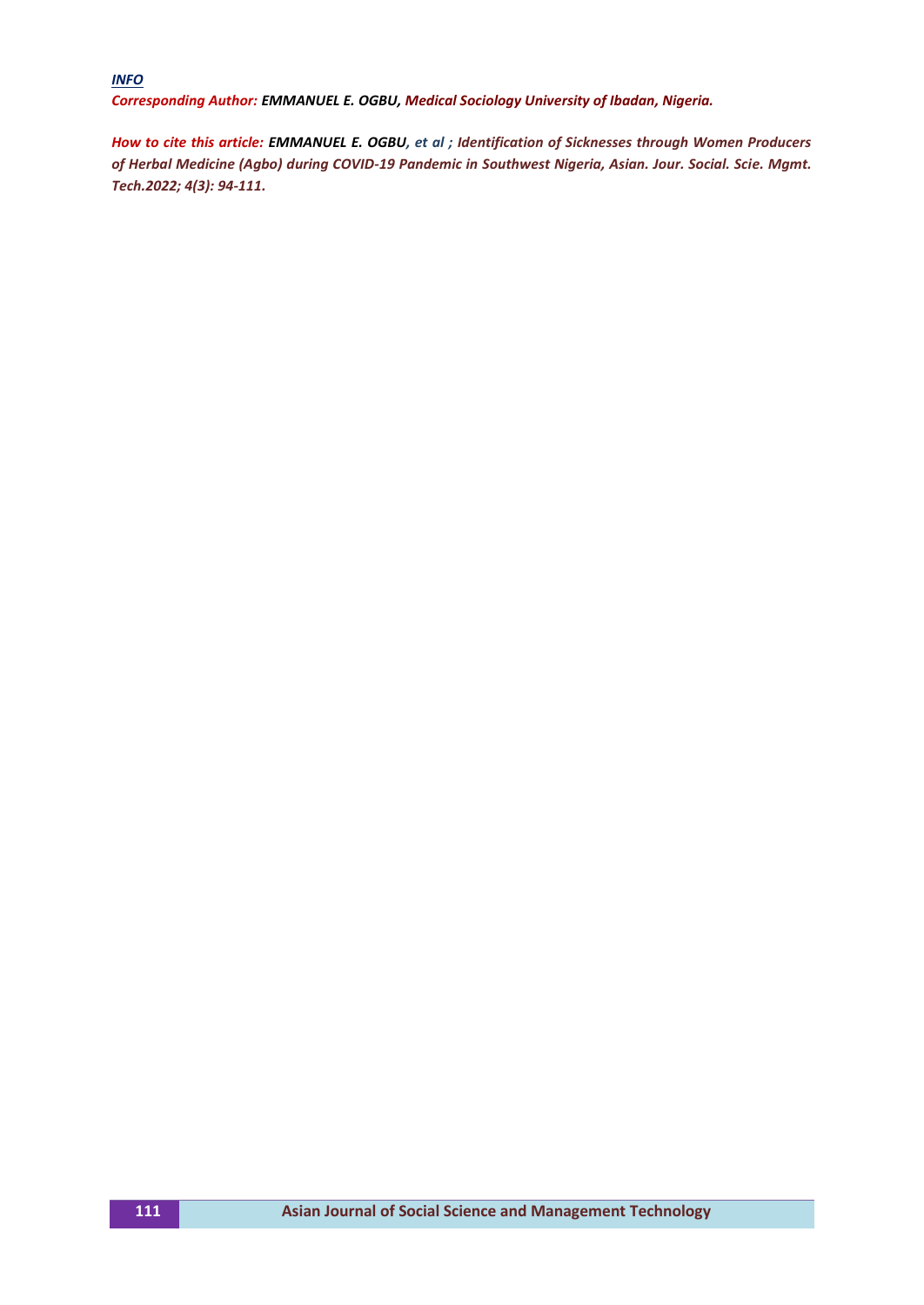***INFO***

***Corresponding Author: EMMANUEL E. OGBU, Medical Sociology University of Ibadan, Nigeria.***

***How to cite this article: EMMANUEL E. OGBU, et al ; Identification of Sicknesses through Women Producers of Herbal Medicine (Agbo) during COVID-19 Pandemic in Southwest Nigeria, Asian. Jour. Social. Scie. Mgmt. Tech.2022; 4(3): 94-111.***